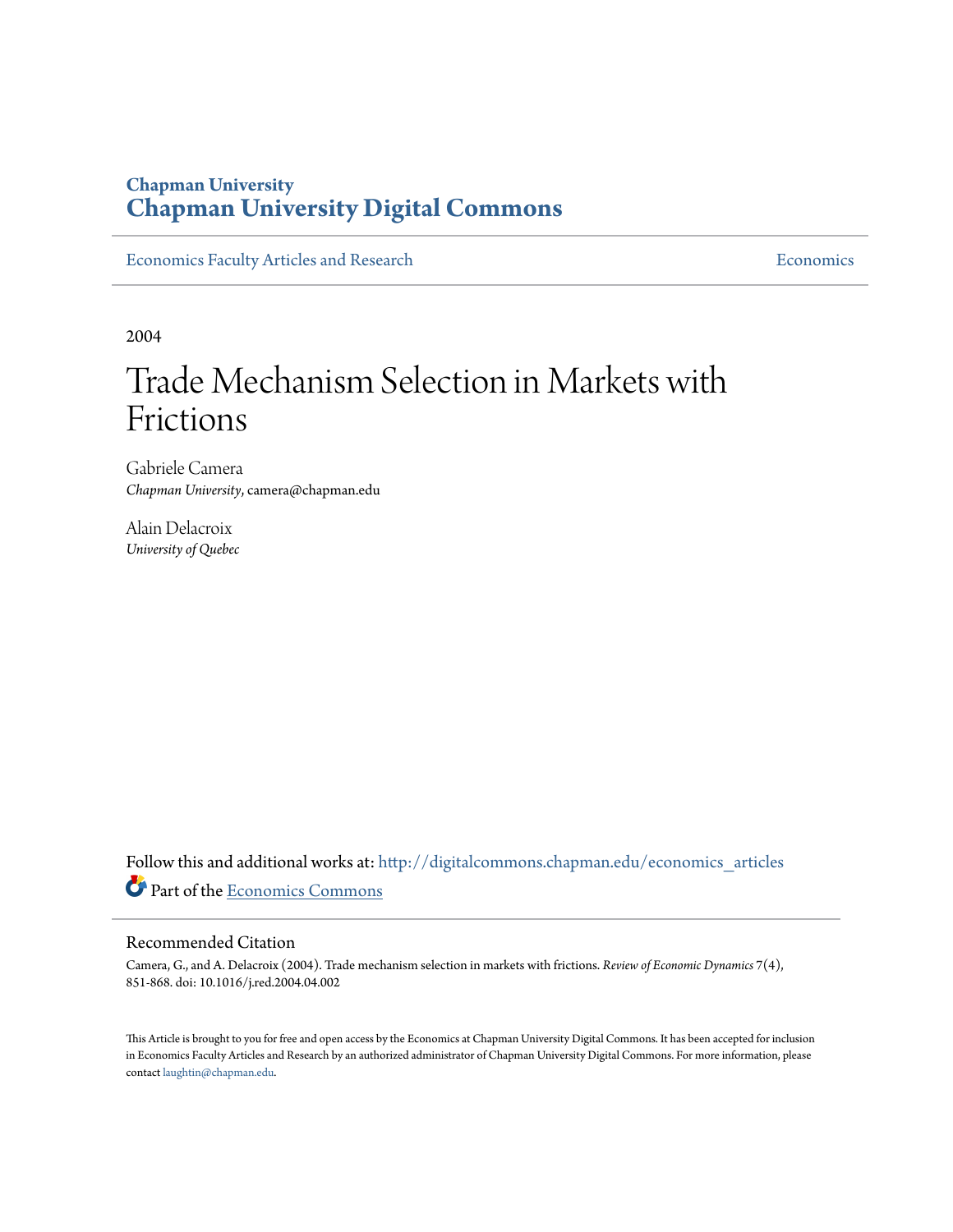# Chapman University
# Chapman University Digital Commons

Economics Faculty Articles and Research | Economics

2004

# Trade Mechanism Selection in Markets with Frictions

Gabriele Camera
*Chapman University*, camera@chapman.edu

Alain Delacroix
*University of Quebec*

Follow this and additional works at: http://digitalcommons.chapman.edu/economics_articles

Part of the Economics Commons

## Recommended Citation

Camera, G., and A. Delacroix (2004). Trade mechanism selection in markets with frictions. *Review of Economic Dynamics* 7(4), 851-868. doi: 10.1016/j.red.2004.04.002

This Article is brought to you for free and open access by the Economics at Chapman University Digital Commons. It has been accepted for inclusion in Economics Faculty Articles and Research by an authorized administrator of Chapman University Digital Commons. For more information, please contact laughtin@chapman.edu.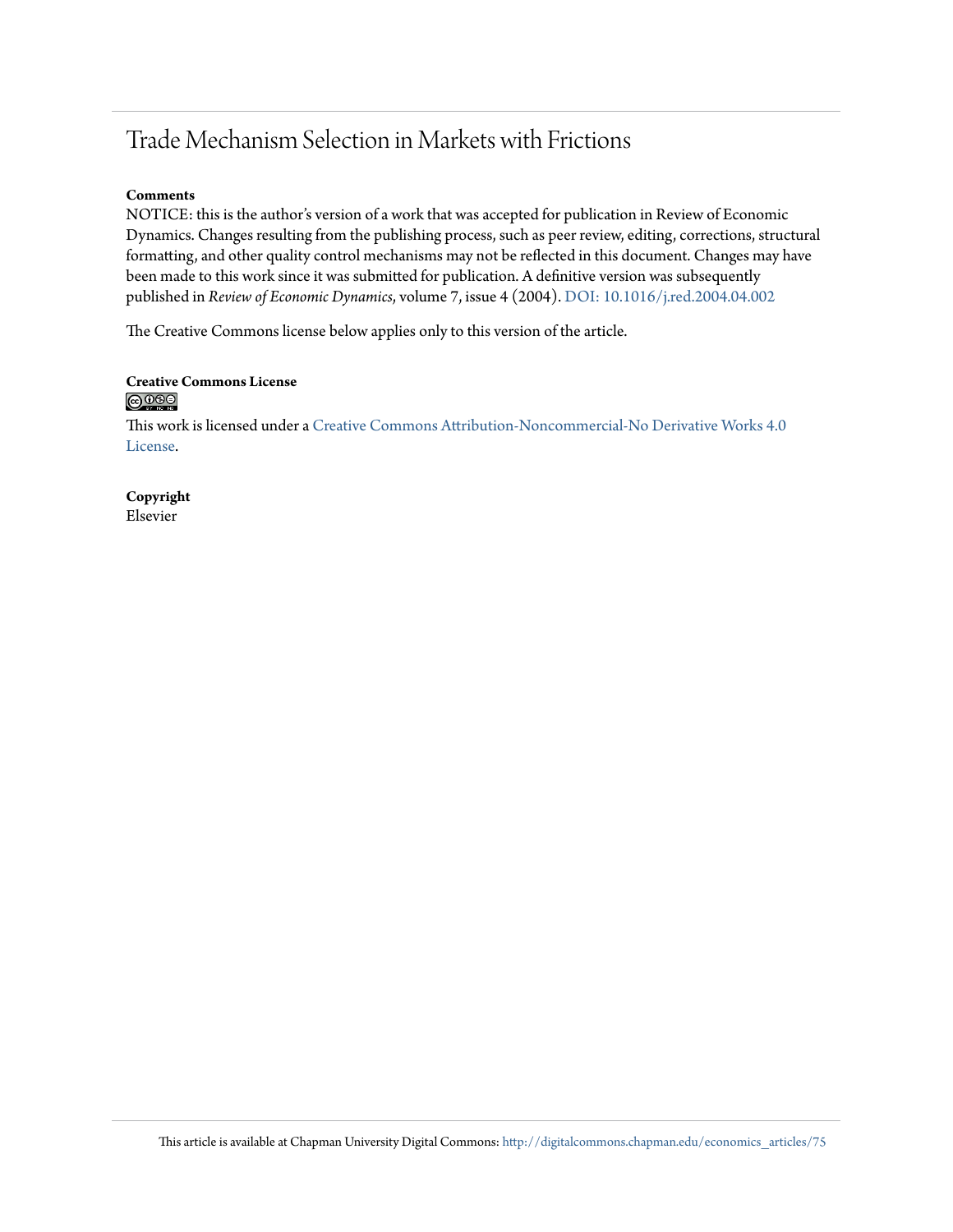# Trade Mechanism Selection in Markets with Frictions

**Comments**

NOTICE: this is the author's version of a work that was accepted for publication in Review of Economic Dynamics. Changes resulting from the publishing process, such as peer review, editing, corrections, structural formatting, and other quality control mechanisms may not be reflected in this document. Changes may have been made to this work since it was submitted for publication. A definitive version was subsequently published in *Review of Economic Dynamics*, volume 7, issue 4 (2004). DOI: 10.1016/j.red.2004.04.002

The Creative Commons license below applies only to this version of the article.

**Creative Commons License**

This work is licensed under a Creative Commons Attribution-Noncommercial-No Derivative Works 4.0 License.

**Copyright**

Elsevier

This article is available at Chapman University Digital Commons: http://digitalcommons.chapman.edu/economics_articles/75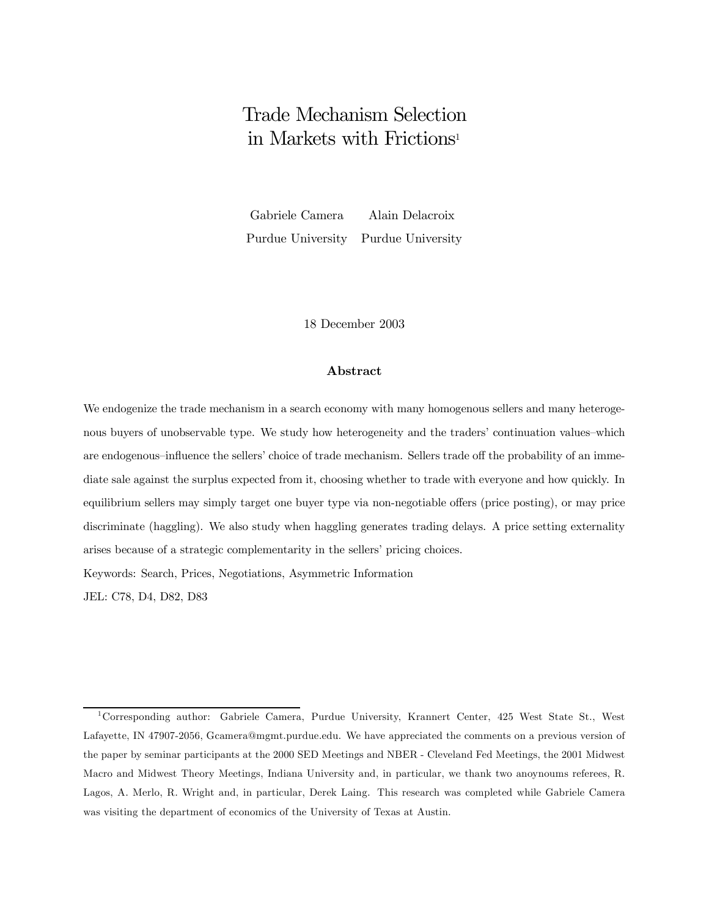# Trade Mechanism Selection in Markets with Frictions[1]

Gabriele Camera — Purdue University

Alain Delacroix — Purdue University

18 December 2003

## Abstract

We endogenize the trade mechanism in a search economy with many homogenous sellers and many heterogenous buyers of unobservable type. We study how heterogeneity and the traders' continuation values–which are endogenous–influence the sellers' choice of trade mechanism. Sellers trade off the probability of an immediate sale against the surplus expected from it, choosing whether to trade with everyone and how quickly. In equilibrium sellers may simply target one buyer type via non-negotiable offers (price posting), or may price discriminate (haggling). We also study when haggling generates trading delays. A price setting externality arises because of a strategic complementarity in the sellers' pricing choices.

Keywords: Search, Prices, Negotiations, Asymmetric Information

JEL: C78, D4, D82, D83

---

[1] Corresponding author: Gabriele Camera, Purdue University, Krannert Center, 425 West State St., West Lafayette, IN 47907-2056, Gcamera@mgmt.purdue.edu. We have appreciated the comments on a previous version of the paper by seminar participants at the 2000 SED Meetings and NBER - Cleveland Fed Meetings, the 2001 Midwest Macro and Midwest Theory Meetings, Indiana University and, in particular, we thank two anoynoums referees, R. Lagos, A. Merlo, R. Wright and, in particular, Derek Laing. This research was completed while Gabriele Camera was visiting the department of economics of the University of Texas at Austin.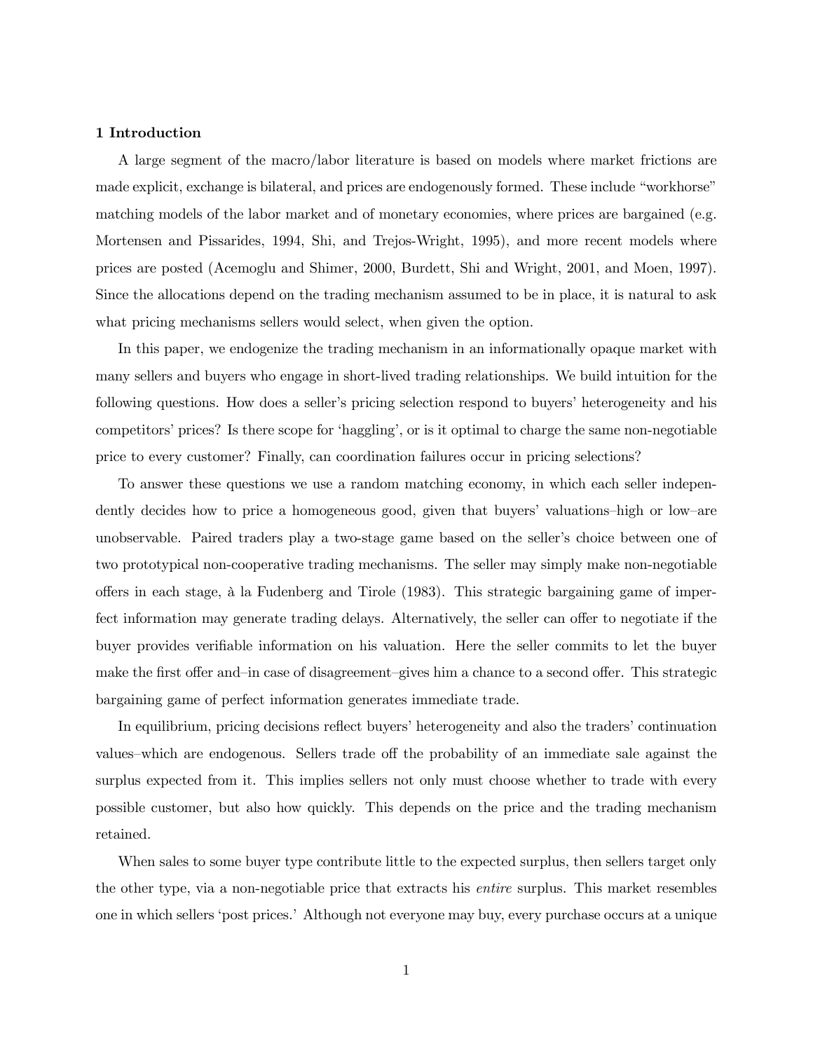## 1 Introduction

A large segment of the macro/labor literature is based on models where market frictions are made explicit, exchange is bilateral, and prices are endogenously formed. These include "workhorse" matching models of the labor market and of monetary economies, where prices are bargained (e.g. Mortensen and Pissarides, 1994, Shi, and Trejos-Wright, 1995), and more recent models where prices are posted (Acemoglu and Shimer, 2000, Burdett, Shi and Wright, 2001, and Moen, 1997). Since the allocations depend on the trading mechanism assumed to be in place, it is natural to ask what pricing mechanisms sellers would select, when given the option.

In this paper, we endogenize the trading mechanism in an informationally opaque market with many sellers and buyers who engage in short-lived trading relationships. We build intuition for the following questions. How does a seller's pricing selection respond to buyers' heterogeneity and his competitors' prices? Is there scope for 'haggling', or is it optimal to charge the same non-negotiable price to every customer? Finally, can coordination failures occur in pricing selections?

To answer these questions we use a random matching economy, in which each seller independently decides how to price a homogeneous good, given that buyers' valuations–high or low–are unobservable. Paired traders play a two-stage game based on the seller's choice between one of two prototypical non-cooperative trading mechanisms. The seller may simply make non-negotiable offers in each stage, à la Fudenberg and Tirole (1983). This strategic bargaining game of imperfect information may generate trading delays. Alternatively, the seller can offer to negotiate if the buyer provides verifiable information on his valuation. Here the seller commits to let the buyer make the first offer and–in case of disagreement–gives him a chance to a second offer. This strategic bargaining game of perfect information generates immediate trade.

In equilibrium, pricing decisions reflect buyers' heterogeneity and also the traders' continuation values–which are endogenous. Sellers trade off the probability of an immediate sale against the surplus expected from it. This implies sellers not only must choose whether to trade with every possible customer, but also how quickly. This depends on the price and the trading mechanism retained.

When sales to some buyer type contribute little to the expected surplus, then sellers target only the other type, via a non-negotiable price that extracts his *entire* surplus. This market resembles one in which sellers 'post prices.' Although not everyone may buy, every purchase occurs at a unique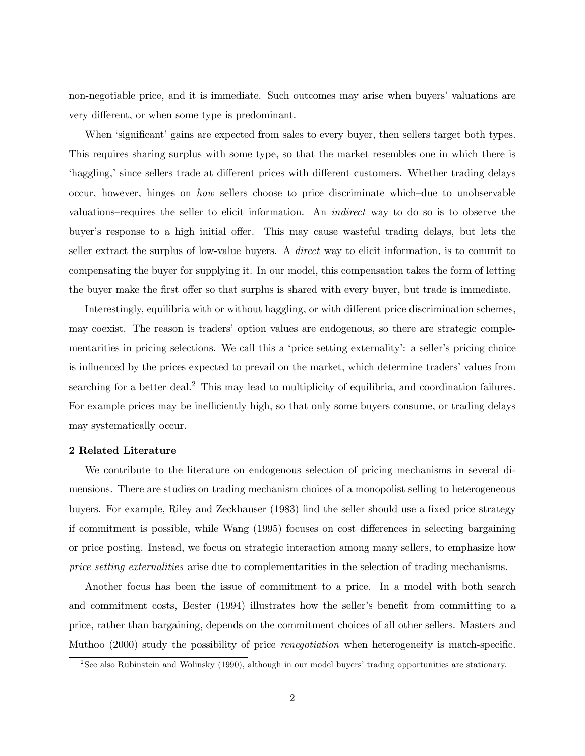non-negotiable price, and it is immediate. Such outcomes may arise when buyers' valuations are very different, or when some type is predominant.

When 'significant' gains are expected from sales to every buyer, then sellers target both types. This requires sharing surplus with some type, so that the market resembles one in which there is 'haggling,' since sellers trade at different prices with different customers. Whether trading delays occur, however, hinges on *how* sellers choose to price discriminate which–due to unobservable valuations–requires the seller to elicit information. An *indirect* way to do so is to observe the buyer's response to a high initial offer. This may cause wasteful trading delays, but lets the seller extract the surplus of low-value buyers. A *direct* way to elicit information, is to commit to compensating the buyer for supplying it. In our model, this compensation takes the form of letting the buyer make the first offer so that surplus is shared with every buyer, but trade is immediate.

Interestingly, equilibria with or without haggling, or with different price discrimination schemes, may coexist. The reason is traders' option values are endogenous, so there are strategic complementarities in pricing selections. We call this a 'price setting externality': a seller's pricing choice is influenced by the prices expected to prevail on the market, which determine traders' values from searching for a better deal.[2] This may lead to multiplicity of equilibria, and coordination failures. For example prices may be inefficiently high, so that only some buyers consume, or trading delays may systematically occur.

## 2 Related Literature

We contribute to the literature on endogenous selection of pricing mechanisms in several dimensions. There are studies on trading mechanism choices of a monopolist selling to heterogeneous buyers. For example, Riley and Zeckhauser (1983) find the seller should use a fixed price strategy if commitment is possible, while Wang (1995) focuses on cost differences in selecting bargaining or price posting. Instead, we focus on strategic interaction among many sellers, to emphasize how *price setting externalities* arise due to complementarities in the selection of trading mechanisms.

Another focus has been the issue of commitment to a price. In a model with both search and commitment costs, Bester (1994) illustrates how the seller's benefit from committing to a price, rather than bargaining, depends on the commitment choices of all other sellers. Masters and Muthoo (2000) study the possibility of price *renegotiation* when heterogeneity is match-specific.

[2] See also Rubinstein and Wolinsky (1990), although in our model buyers' trading opportunities are stationary.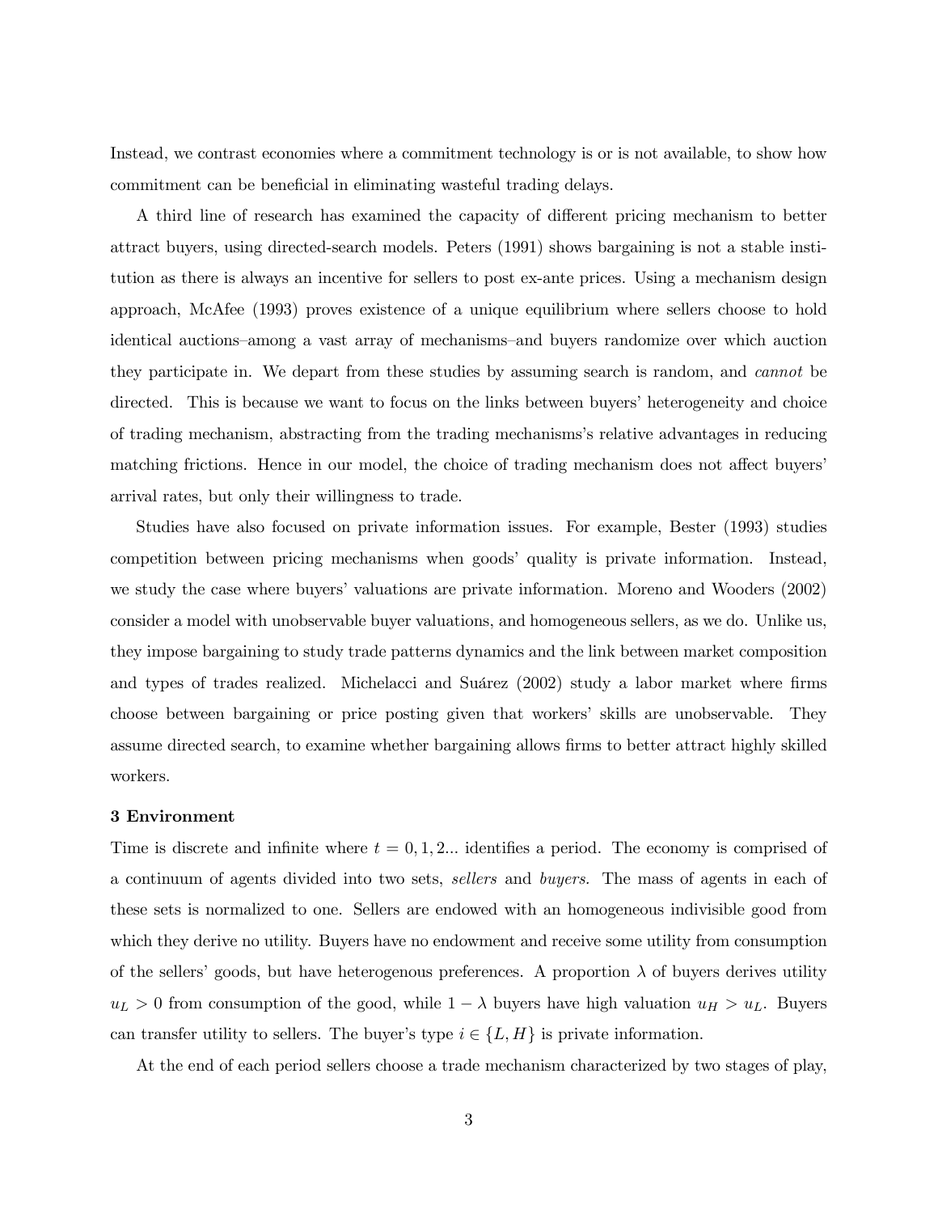Instead, we contrast economies where a commitment technology is or is not available, to show how commitment can be beneficial in eliminating wasteful trading delays.

A third line of research has examined the capacity of different pricing mechanism to better attract buyers, using directed-search models. Peters (1991) shows bargaining is not a stable institution as there is always an incentive for sellers to post ex-ante prices. Using a mechanism design approach, McAfee (1993) proves existence of a unique equilibrium where sellers choose to hold identical auctions–among a vast array of mechanisms–and buyers randomize over which auction they participate in. We depart from these studies by assuming search is random, and *cannot* be directed. This is because we want to focus on the links between buyers' heterogeneity and choice of trading mechanism, abstracting from the trading mechanisms's relative advantages in reducing matching frictions. Hence in our model, the choice of trading mechanism does not affect buyers' arrival rates, but only their willingness to trade.

Studies have also focused on private information issues. For example, Bester (1993) studies competition between pricing mechanisms when goods' quality is private information. Instead, we study the case where buyers' valuations are private information. Moreno and Wooders (2002) consider a model with unobservable buyer valuations, and homogeneous sellers, as we do. Unlike us, they impose bargaining to study trade patterns dynamics and the link between market composition and types of trades realized. Michelacci and Suárez (2002) study a labor market where firms choose between bargaining or price posting given that workers' skills are unobservable. They assume directed search, to examine whether bargaining allows firms to better attract highly skilled workers.

### 3 Environment

Time is discrete and infinite where $t = 0, 1, 2...$ identifies a period. The economy is comprised of a continuum of agents divided into two sets, *sellers* and *buyers.* The mass of agents in each of these sets is normalized to one. Sellers are endowed with an homogeneous indivisible good from which they derive no utility. Buyers have no endowment and receive some utility from consumption of the sellers' goods, but have heterogenous preferences. A proportion $\lambda$ of buyers derives utility $u_L > 0$ from consumption of the good, while $1 - \lambda$ buyers have high valuation $u_H > u_L$. Buyers can transfer utility to sellers. The buyer's type $i \in \{L, H\}$ is private information.

At the end of each period sellers choose a trade mechanism characterized by two stages of play,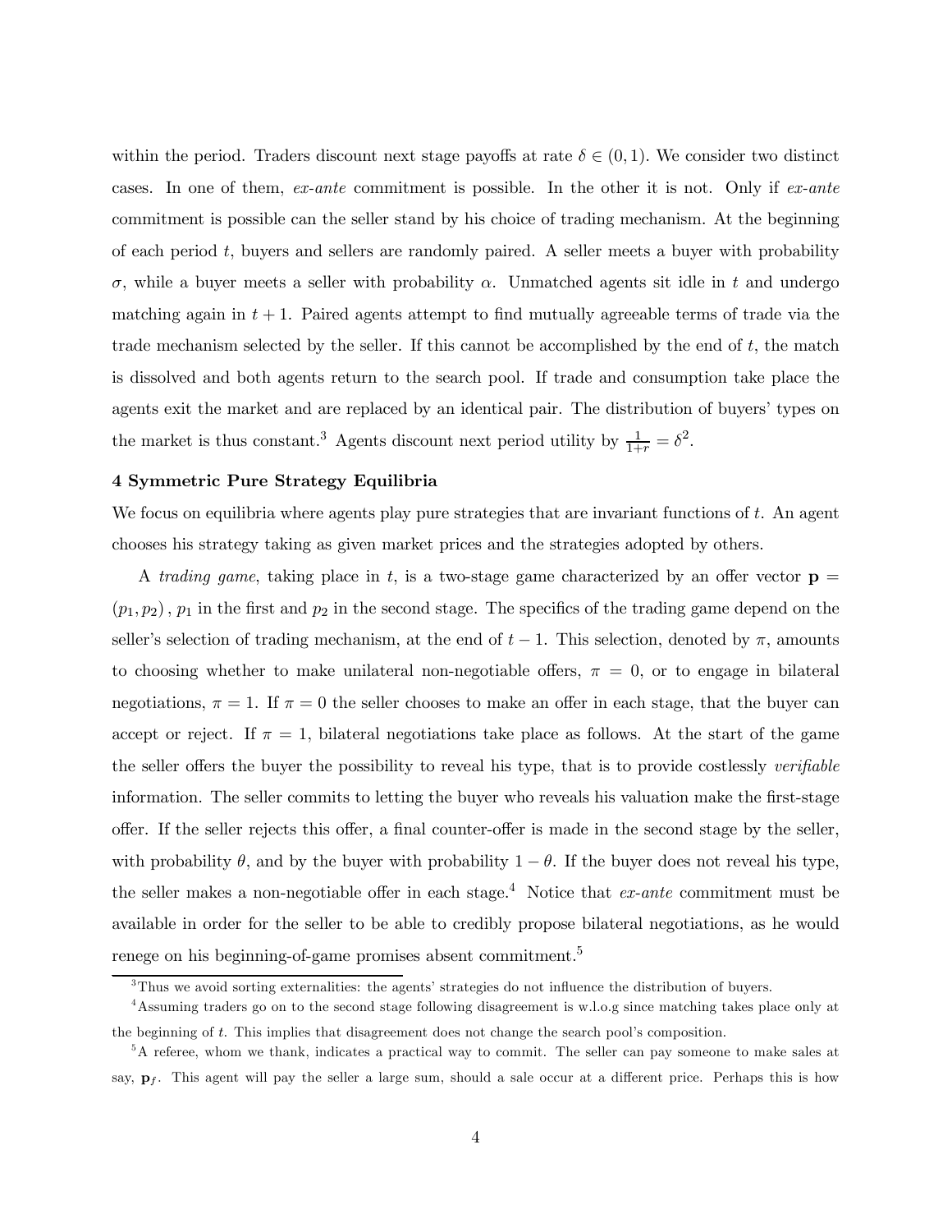within the period. Traders discount next stage payoffs at rate $\delta \in (0,1)$. We consider two distinct cases. In one of them, *ex-ante* commitment is possible. In the other it is not. Only if *ex-ante* commitment is possible can the seller stand by his choice of trading mechanism. At the beginning of each period $t$, buyers and sellers are randomly paired. A seller meets a buyer with probability $\sigma$, while a buyer meets a seller with probability $\alpha$. Unmatched agents sit idle in $t$ and undergo matching again in $t+1$. Paired agents attempt to find mutually agreeable terms of trade via the trade mechanism selected by the seller. If this cannot be accomplished by the end of $t$, the match is dissolved and both agents return to the search pool. If trade and consumption take place the agents exit the market and are replaced by an identical pair. The distribution of buyers' types on the market is thus constant.[3] Agents discount next period utility by $\frac{1}{1+r} = \delta^2$.

## 4 Symmetric Pure Strategy Equilibria

We focus on equilibria where agents play pure strategies that are invariant functions of $t$. An agent chooses his strategy taking as given market prices and the strategies adopted by others.

A *trading game*, taking place in $t$, is a two-stage game characterized by an offer vector $\mathbf{p} = (p_1, p_2)$, $p_1$ in the first and $p_2$ in the second stage. The specifics of the trading game depend on the seller's selection of trading mechanism, at the end of $t-1$. This selection, denoted by $\pi$, amounts to choosing whether to make unilateral non-negotiable offers, $\pi = 0$, or to engage in bilateral negotiations, $\pi = 1$. If $\pi = 0$ the seller chooses to make an offer in each stage, that the buyer can accept or reject. If $\pi = 1$, bilateral negotiations take place as follows. At the start of the game the seller offers the buyer the possibility to reveal his type, that is to provide costlessly *verifiable* information. The seller commits to letting the buyer who reveals his valuation make the first-stage offer. If the seller rejects this offer, a final counter-offer is made in the second stage by the seller, with probability $\theta$, and by the buyer with probability $1-\theta$. If the buyer does not reveal his type, the seller makes a non-negotiable offer in each stage.[4] Notice that *ex-ante* commitment must be available in order for the seller to be able to credibly propose bilateral negotiations, as he would renege on his beginning-of-game promises absent commitment.[5]

---

[3] Thus we avoid sorting externalities: the agents' strategies do not influence the distribution of buyers.

[4] Assuming traders go on to the second stage following disagreement is w.l.o.g since matching takes place only at the beginning of $t$. This implies that disagreement does not change the search pool's composition.

[5] A referee, whom we thank, indicates a practical way to commit. The seller can pay someone to make sales at say, $\mathbf{p}_f$. This agent will pay the seller a large sum, should a sale occur at a different price. Perhaps this is how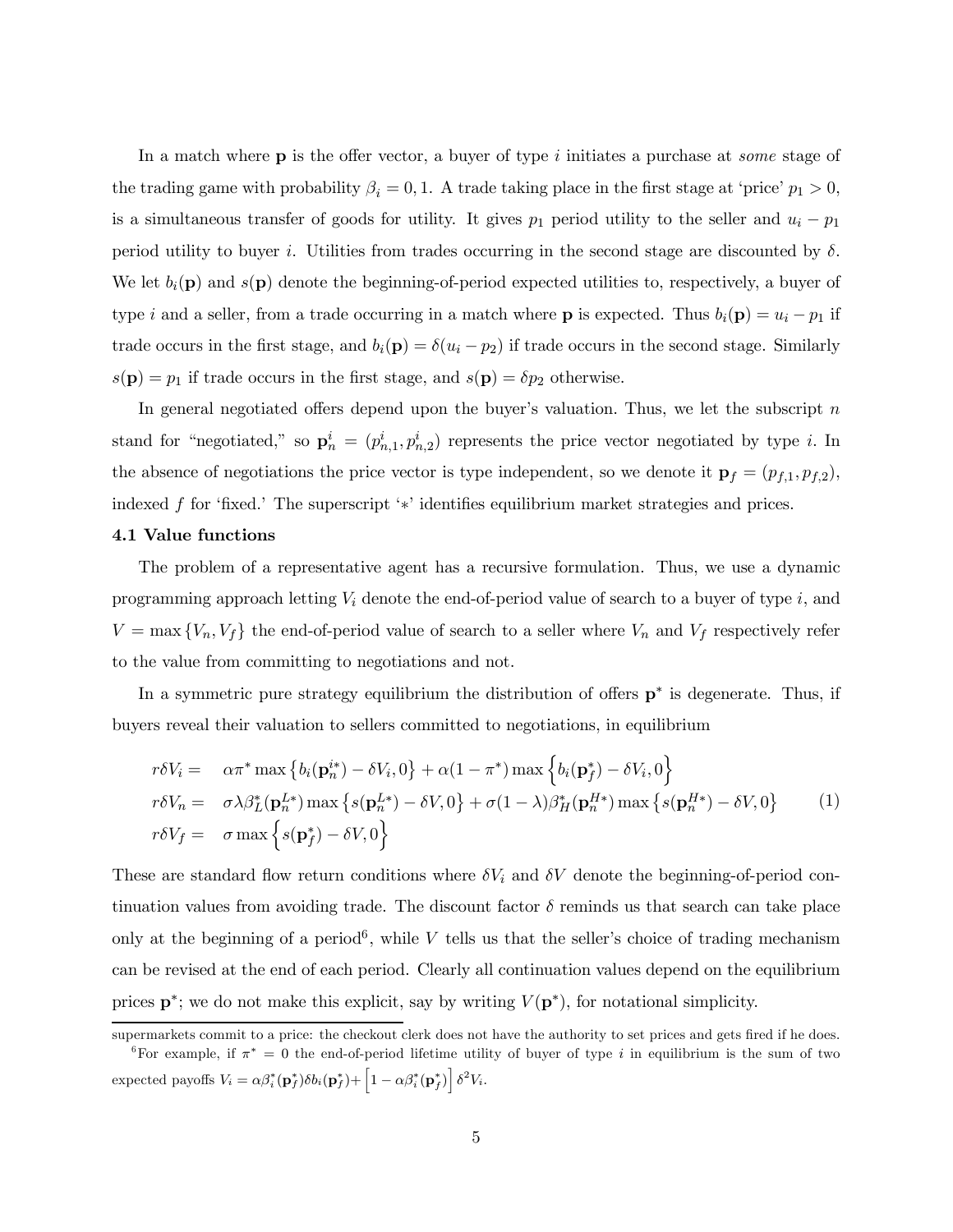In a match where $\mathbf{p}$ is the offer vector, a buyer of type $i$ initiates a purchase at *some* stage of the trading game with probability $\beta_i = 0, 1$. A trade taking place in the first stage at 'price' $p_1 > 0$, is a simultaneous transfer of goods for utility. It gives $p_1$ period utility to the seller and $u_i - p_1$ period utility to buyer $i$. Utilities from trades occurring in the second stage are discounted by $\delta$. We let $b_i(\mathbf{p})$ and $s(\mathbf{p})$ denote the beginning-of-period expected utilities to, respectively, a buyer of type $i$ and a seller, from a trade occurring in a match where $\mathbf{p}$ is expected. Thus $b_i(\mathbf{p}) = u_i - p_1$ if trade occurs in the first stage, and $b_i(\mathbf{p}) = \delta(u_i - p_2)$ if trade occurs in the second stage. Similarly $s(\mathbf{p}) = p_1$ if trade occurs in the first stage, and $s(\mathbf{p}) = \delta p_2$ otherwise.

In general negotiated offers depend upon the buyer's valuation. Thus, we let the subscript $n$ stand for "negotiated," so $\mathbf{p}_n^i = (p_{n,1}^i, p_{n,2}^i)$ represents the price vector negotiated by type $i$. In the absence of negotiations the price vector is type independent, so we denote it $\mathbf{p}_f = (p_{f,1}, p_{f,2})$, indexed $f$ for 'fixed.' The superscript '$*$' identifies equilibrium market strategies and prices.

### 4.1 Value functions

The problem of a representative agent has a recursive formulation. Thus, we use a dynamic programming approach letting $V_i$ denote the end-of-period value of search to a buyer of type $i$, and $V = \max\{V_n, V_f\}$ the end-of-period value of search to a seller where $V_n$ and $V_f$ respectively refer to the value from committing to negotiations and not.

In a symmetric pure strategy equilibrium the distribution of offers $\mathbf{p}^*$ is degenerate. Thus, if buyers reveal their valuation to sellers committed to negotiations, in equilibrium

$$
\begin{aligned}
r\delta V_i &= \quad \alpha\pi^* \max\left\{b_i(\mathbf{p}_n^{i*}) - \delta V_i, 0\right\} + \alpha(1-\pi^*) \max\left\{b_i(\mathbf{p}_f^*) - \delta V_i, 0\right\} \\
r\delta V_n &= \quad \sigma\lambda\beta_L^*(\mathbf{p}_n^{L*}) \max\left\{s(\mathbf{p}_n^{L*}) - \delta V, 0\right\} + \sigma(1-\lambda)\beta_H^*(\mathbf{p}_n^{H*}) \max\left\{s(\mathbf{p}_n^{H*}) - \delta V, 0\right\} \\
r\delta V_f &= \quad \sigma \max\left\{s(\mathbf{p}_f^*) - \delta V, 0\right\}
\end{aligned}
\tag{1}
$$

These are standard flow return conditions where $\delta V_i$ and $\delta V$ denote the beginning-of-period continuation values from avoiding trade. The discount factor $\delta$ reminds us that search can take place only at the beginning of a period[6], while $V$ tells us that the seller's choice of trading mechanism can be revised at the end of each period. Clearly all continuation values depend on the equilibrium prices $\mathbf{p}^*$; we do not make this explicit, say by writing $V(\mathbf{p}^*)$, for notational simplicity.

---

supermarkets commit to a price: the checkout clerk does not have the authority to set prices and gets fired if he does.

[6] For example, if $\pi^* = 0$ the end-of-period lifetime utility of buyer of type $i$ in equilibrium is the sum of two expected payoffs $V_i = \alpha\beta_i^*(\mathbf{p}_f^*)\delta b_i(\mathbf{p}_f^*) + \left[1 - \alpha\beta_i^*(\mathbf{p}_f^*)\right]\delta^2 V_i$.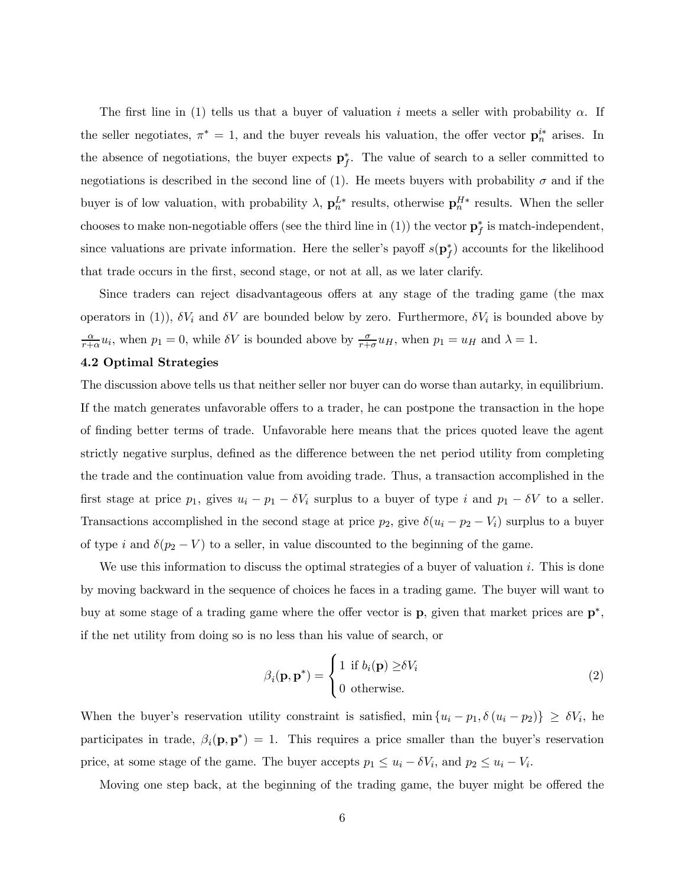The first line in (1) tells us that a buyer of valuation $i$ meets a seller with probability $\alpha$. If the seller negotiates, $\pi^* = 1$, and the buyer reveals his valuation, the offer vector $\mathbf{p}_n^{i*}$ arises. In the absence of negotiations, the buyer expects $\mathbf{p}_f^*$. The value of search to a seller committed to negotiations is described in the second line of (1). He meets buyers with probability $\sigma$ and if the buyer is of low valuation, with probability $\lambda$, $\mathbf{p}_n^{L*}$ results, otherwise $\mathbf{p}_n^{H*}$ results. When the seller chooses to make non-negotiable offers (see the third line in (1)) the vector $\mathbf{p}_f^*$ is match-independent, since valuations are private information. Here the seller's payoff $s(\mathbf{p}_f^*)$ accounts for the likelihood that trade occurs in the first, second stage, or not at all, as we later clarify.

Since traders can reject disadvantageous offers at any stage of the trading game (the max operators in (1)), $\delta V_i$ and $\delta V$ are bounded below by zero. Furthermore, $\delta V_i$ is bounded above by $\frac{\alpha}{r+\alpha} u_i$, when $p_1 = 0$, while $\delta V$ is bounded above by $\frac{\sigma}{r+\sigma} u_H$, when $p_1 = u_H$ and $\lambda = 1$.

### 4.2 Optimal Strategies

The discussion above tells us that neither seller nor buyer can do worse than autarky, in equilibrium. If the match generates unfavorable offers to a trader, he can postpone the transaction in the hope of finding better terms of trade. Unfavorable here means that the prices quoted leave the agent strictly negative surplus, defined as the difference between the net period utility from completing the trade and the continuation value from avoiding trade. Thus, a transaction accomplished in the first stage at price $p_1$, gives $u_i - p_1 - \delta V_i$ surplus to a buyer of type $i$ and $p_1 - \delta V$ to a seller. Transactions accomplished in the second stage at price $p_2$, give $\delta(u_i - p_2 - V_i)$ surplus to a buyer of type $i$ and $\delta(p_2 - V)$ to a seller, in value discounted to the beginning of the game.

We use this information to discuss the optimal strategies of a buyer of valuation $i$. This is done by moving backward in the sequence of choices he faces in a trading game. The buyer will want to buy at some stage of a trading game where the offer vector is $\mathbf{p}$, given that market prices are $\mathbf{p}^*$, if the net utility from doing so is no less than his value of search, or

$$\beta_i(\mathbf{p}, \mathbf{p}^*) = \begin{cases} 1 \text{ if } b_i(\mathbf{p}) \geq \delta V_i \\ 0 \text{ otherwise.} \end{cases} \tag{2}$$

When the buyer's reservation utility constraint is satisfied, $\min\{u_i - p_1, \delta(u_i - p_2)\} \geq \delta V_i$, he participates in trade, $\beta_i(\mathbf{p}, \mathbf{p}^*) = 1$. This requires a price smaller than the buyer's reservation price, at some stage of the game. The buyer accepts $p_1 \leq u_i - \delta V_i$, and $p_2 \leq u_i - V_i$.

Moving one step back, at the beginning of the trading game, the buyer might be offered the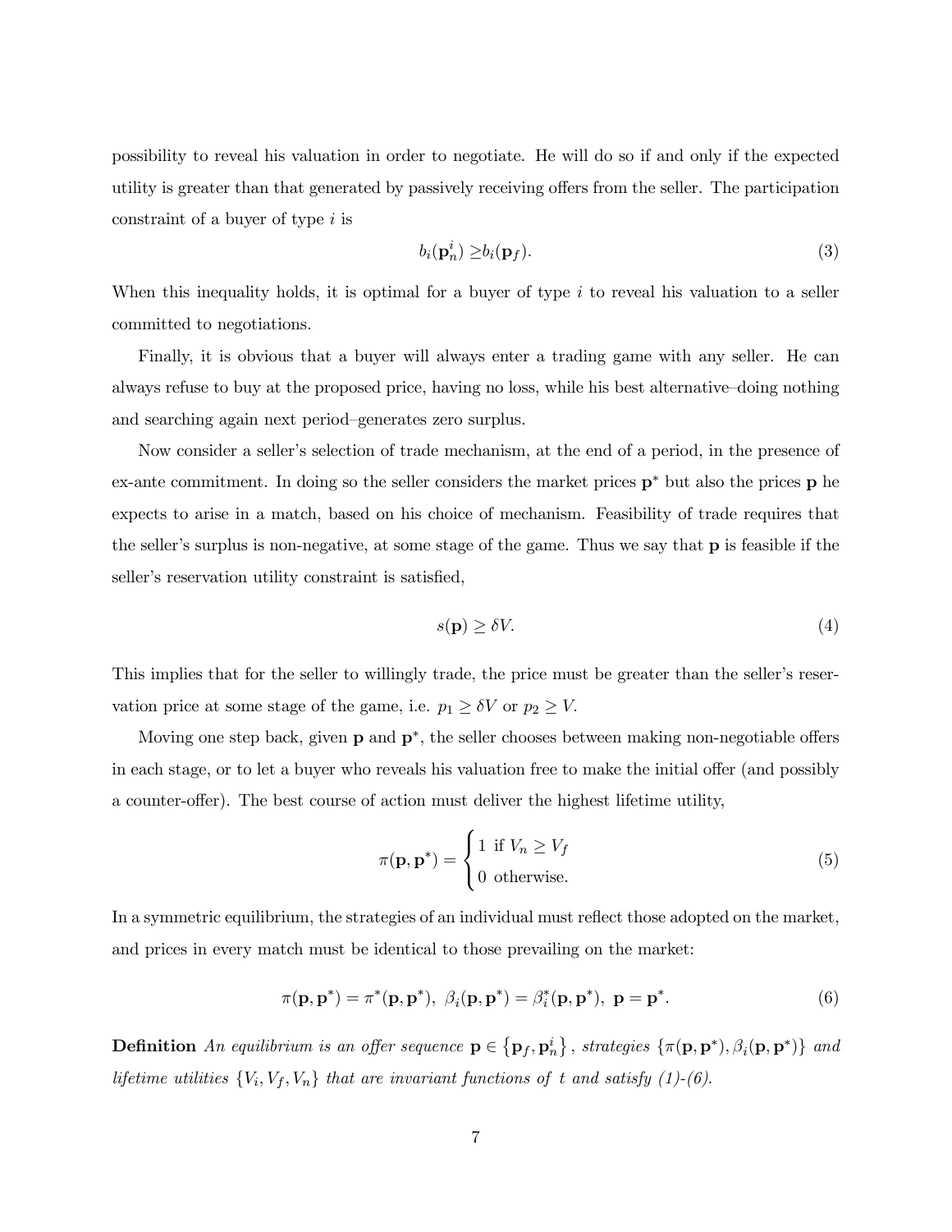possibility to reveal his valuation in order to negotiate. He will do so if and only if the expected utility is greater than that generated by passively receiving offers from the seller. The participation constraint of a buyer of type $i$ is

$$b_i(\mathbf{p}_n^i) \geq b_i(\mathbf{p}_f). \tag{3}$$

When this inequality holds, it is optimal for a buyer of type $i$ to reveal his valuation to a seller committed to negotiations.

Finally, it is obvious that a buyer will always enter a trading game with any seller. He can always refuse to buy at the proposed price, having no loss, while his best alternative–doing nothing and searching again next period–generates zero surplus.

Now consider a seller's selection of trade mechanism, at the end of a period, in the presence of ex-ante commitment. In doing so the seller considers the market prices $\mathbf{p}^*$ but also the prices $\mathbf{p}$ he expects to arise in a match, based on his choice of mechanism. Feasibility of trade requires that the seller's surplus is non-negative, at some stage of the game. Thus we say that $\mathbf{p}$ is feasible if the seller's reservation utility constraint is satisfied,

$$s(\mathbf{p}) \geq \delta V. \tag{4}$$

This implies that for the seller to willingly trade, the price must be greater than the seller's reservation price at some stage of the game, i.e. $p_1 \geq \delta V$ or $p_2 \geq V$.

Moving one step back, given $\mathbf{p}$ and $\mathbf{p}^*$, the seller chooses between making non-negotiable offers in each stage, or to let a buyer who reveals his valuation free to make the initial offer (and possibly a counter-offer). The best course of action must deliver the highest lifetime utility,

$$\pi(\mathbf{p}, \mathbf{p}^*) = \begin{cases} 1 \text{ if } V_n \geq V_f \\ 0 \text{ otherwise.} \end{cases} \tag{5}$$

In a symmetric equilibrium, the strategies of an individual must reflect those adopted on the market, and prices in every match must be identical to those prevailing on the market:

$$\pi(\mathbf{p}, \mathbf{p}^*) = \pi^*(\mathbf{p}, \mathbf{p}^*), \ \beta_i(\mathbf{p}, \mathbf{p}^*) = \beta_i^*(\mathbf{p}, \mathbf{p}^*), \ \mathbf{p} = \mathbf{p}^*. \tag{6}$$

**Definition** *An equilibrium is an offer sequence* $\mathbf{p} \in \{\mathbf{p}_f, \mathbf{p}_n^i\}$, *strategies* $\{\pi(\mathbf{p}, \mathbf{p}^*), \beta_i(\mathbf{p}, \mathbf{p}^*)\}$ *and lifetime utilities* $\{V_i, V_f, V_n\}$ *that are invariant functions of* $t$ *and satisfy (1)-(6).*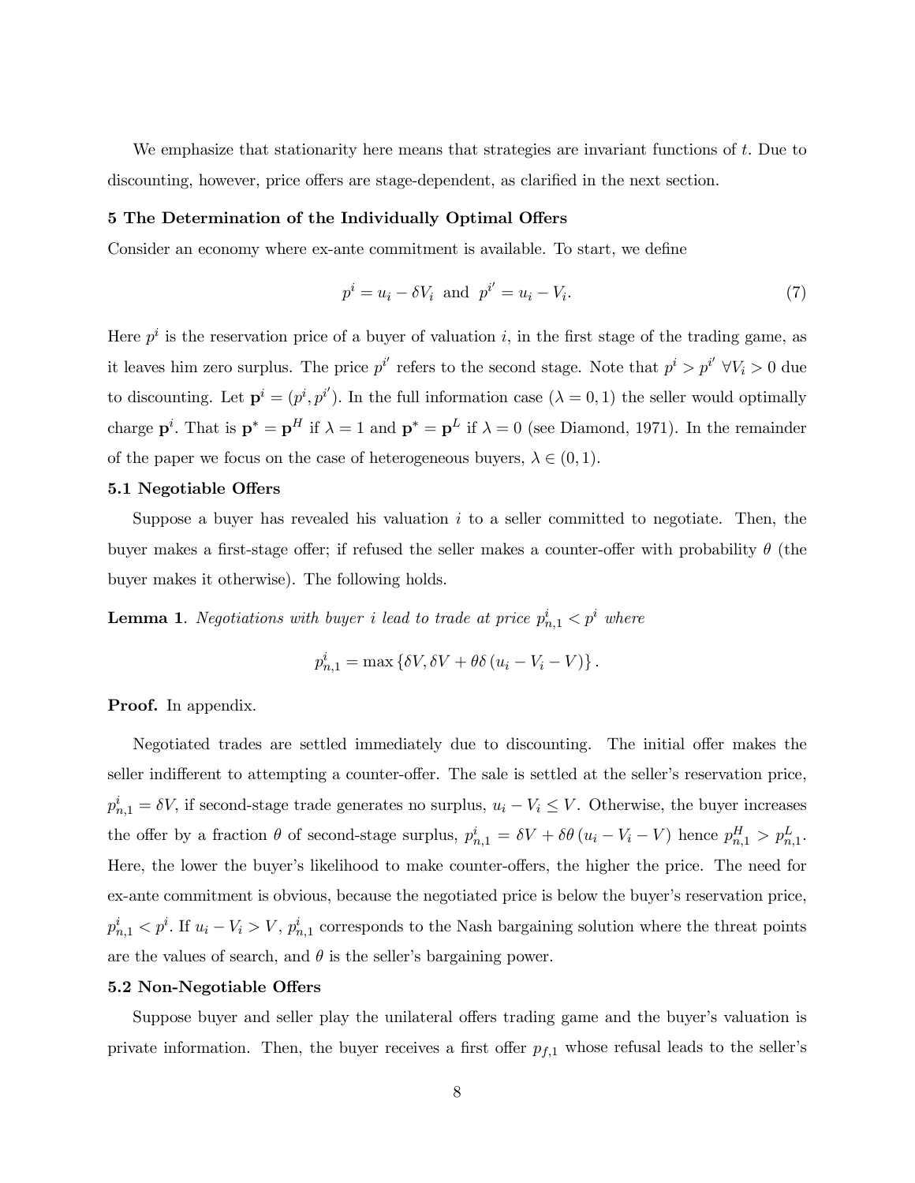We emphasize that stationarity here means that strategies are invariant functions of $t$. Due to discounting, however, price offers are stage-dependent, as clarified in the next section.

## 5 The Determination of the Individually Optimal Offers

Consider an economy where ex-ante commitment is available. To start, we define

$$p^i = u_i - \delta V_i \text{ and } p^{i'} = u_i - V_i. \tag{7}$$

Here $p^i$ is the reservation price of a buyer of valuation $i$, in the first stage of the trading game, as it leaves him zero surplus. The price $p^{i'}$ refers to the second stage. Note that $p^i > p^{i'}$ $\forall V_i > 0$ due to discounting. Let $\mathbf{p}^i = (p^i, p^{i'})$. In the full information case ($\lambda = 0, 1$) the seller would optimally charge $\mathbf{p}^i$. That is $\mathbf{p}^* = \mathbf{p}^H$ if $\lambda = 1$ and $\mathbf{p}^* = \mathbf{p}^L$ if $\lambda = 0$ (see Diamond, 1971). In the remainder of the paper we focus on the case of heterogeneous buyers, $\lambda \in (0, 1)$.

### 5.1 Negotiable Offers

Suppose a buyer has revealed his valuation $i$ to a seller committed to negotiate. Then, the buyer makes a first-stage offer; if refused the seller makes a counter-offer with probability $\theta$ (the buyer makes it otherwise). The following holds.

**Lemma 1**. *Negotiations with buyer $i$ lead to trade at price $p^i_{n,1} < p^i$ where*

$$p^i_{n,1} = \max\left\{\delta V, \delta V + \theta\delta\left(u_i - V_i - V\right)\right\}.$$

**Proof.** In appendix.

Negotiated trades are settled immediately due to discounting. The initial offer makes the seller indifferent to attempting a counter-offer. The sale is settled at the seller's reservation price, $p^i_{n,1} = \delta V$, if second-stage trade generates no surplus, $u_i - V_i \leq V$. Otherwise, the buyer increases the offer by a fraction $\theta$ of second-stage surplus, $p^i_{n,1} = \delta V + \delta\theta\left(u_i - V_i - V\right)$ hence $p^H_{n,1} > p^L_{n,1}$. Here, the lower the buyer's likelihood to make counter-offers, the higher the price. The need for ex-ante commitment is obvious, because the negotiated price is below the buyer's reservation price, $p^i_{n,1} < p^i$. If $u_i - V_i > V$, $p^i_{n,1}$ corresponds to the Nash bargaining solution where the threat points are the values of search, and $\theta$ is the seller's bargaining power.

### 5.2 Non-Negotiable Offers

Suppose buyer and seller play the unilateral offers trading game and the buyer's valuation is private information. Then, the buyer receives a first offer $p_{f,1}$ whose refusal leads to the seller's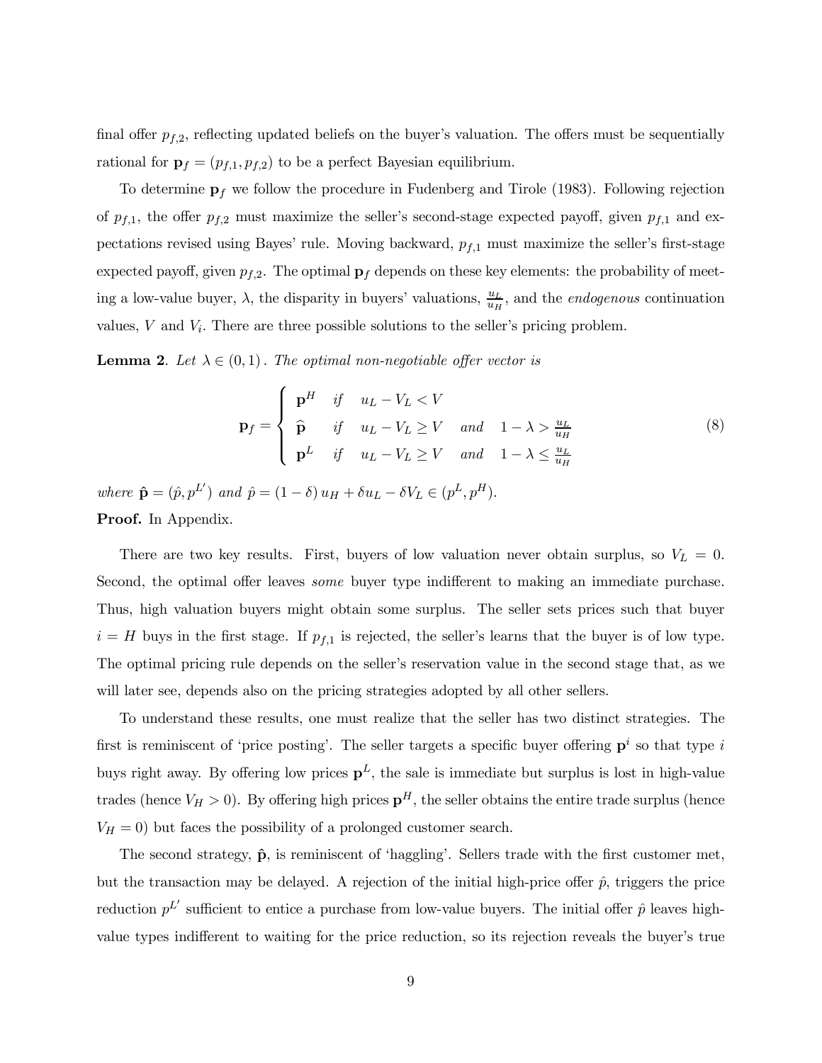final offer $p_{f,2}$, reflecting updated beliefs on the buyer's valuation. The offers must be sequentially rational for $\mathbf{p}_f = (p_{f,1}, p_{f,2})$ to be a perfect Bayesian equilibrium.

To determine $\mathbf{p}_f$ we follow the procedure in Fudenberg and Tirole (1983). Following rejection of $p_{f,1}$, the offer $p_{f,2}$ must maximize the seller's second-stage expected payoff, given $p_{f,1}$ and expectations revised using Bayes' rule. Moving backward, $p_{f,1}$ must maximize the seller's first-stage expected payoff, given $p_{f,2}$. The optimal $\mathbf{p}_f$ depends on these key elements: the probability of meeting a low-value buyer, $\lambda$, the disparity in buyers' valuations, $\frac{u_L}{u_H}$, and the *endogenous* continuation values, $V$ and $V_i$. There are three possible solutions to the seller's pricing problem.

**Lemma 2**. *Let $\lambda \in (0,1)$. The optimal non-negotiable offer vector is*

$$\mathbf{p}_f = \begin{cases} \mathbf{p}^H & \text{if} \quad u_L - V_L < V \\ \widehat{\mathbf{p}} & \text{if} \quad u_L - V_L \geq V \quad \text{and} \quad 1 - \lambda > \frac{u_L}{u_H} \\ \mathbf{p}^L & \text{if} \quad u_L - V_L \geq V \quad \text{and} \quad 1 - \lambda \leq \frac{u_L}{u_H} \end{cases} \tag{8}$$

*where $\hat{\mathbf{p}} = (\hat{p}, p^{L'})$ and $\hat{p} = (1-\delta)\, u_H + \delta u_L - \delta V_L \in (p^L, p^H)$.*

**Proof.** In Appendix.

There are two key results. First, buyers of low valuation never obtain surplus, so $V_L = 0$. Second, the optimal offer leaves *some* buyer type indifferent to making an immediate purchase. Thus, high valuation buyers might obtain some surplus. The seller sets prices such that buyer $i = H$ buys in the first stage. If $p_{f,1}$ is rejected, the seller's learns that the buyer is of low type. The optimal pricing rule depends on the seller's reservation value in the second stage that, as we will later see, depends also on the pricing strategies adopted by all other sellers.

To understand these results, one must realize that the seller has two distinct strategies. The first is reminiscent of 'price posting'. The seller targets a specific buyer offering $\mathbf{p}^i$ so that type $i$ buys right away. By offering low prices $\mathbf{p}^L$, the sale is immediate but surplus is lost in high-value trades (hence $V_H > 0$). By offering high prices $\mathbf{p}^H$, the seller obtains the entire trade surplus (hence $V_H = 0$) but faces the possibility of a prolonged customer search.

The second strategy, $\hat{\mathbf{p}}$, is reminiscent of 'haggling'. Sellers trade with the first customer met, but the transaction may be delayed. A rejection of the initial high-price offer $\hat{p}$, triggers the price reduction $p^{L'}$ sufficient to entice a purchase from low-value buyers. The initial offer $\hat{p}$ leaves high-value types indifferent to waiting for the price reduction, so its rejection reveals the buyer's true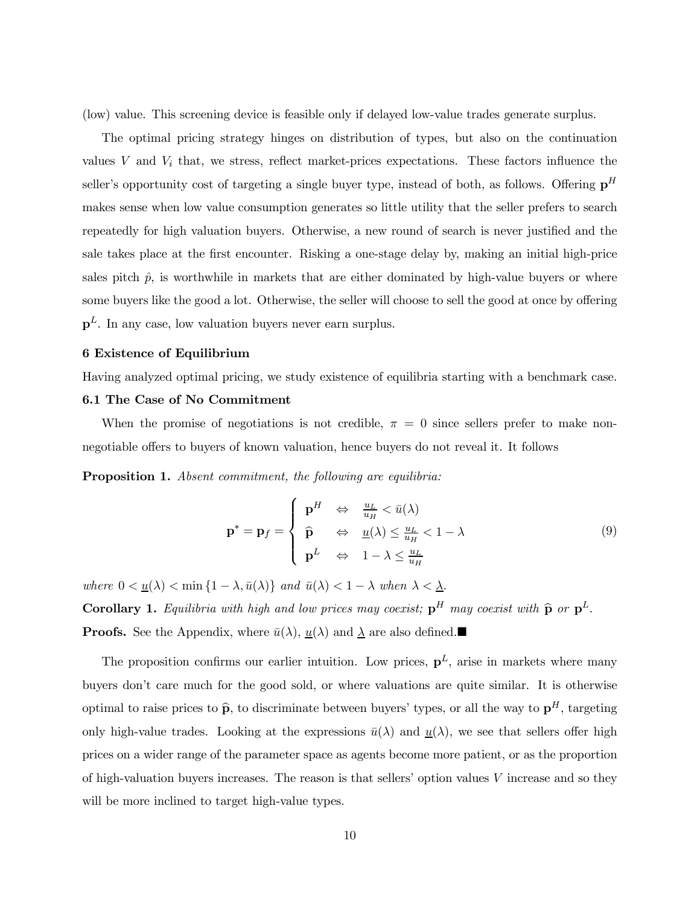(low) value. This screening device is feasible only if delayed low-value trades generate surplus.

The optimal pricing strategy hinges on distribution of types, but also on the continuation values $V$ and $V_i$ that, we stress, reflect market-prices expectations. These factors influence the seller's opportunity cost of targeting a single buyer type, instead of both, as follows. Offering $\mathbf{p}^H$ makes sense when low value consumption generates so little utility that the seller prefers to search repeatedly for high valuation buyers. Otherwise, a new round of search is never justified and the sale takes place at the first encounter. Risking a one-stage delay by, making an initial high-price sales pitch $\hat{p}$, is worthwhile in markets that are either dominated by high-value buyers or where some buyers like the good a lot. Otherwise, the seller will choose to sell the good at once by offering $\mathbf{p}^L$. In any case, low valuation buyers never earn surplus.

### 6 Existence of Equilibrium

Having analyzed optimal pricing, we study existence of equilibria starting with a benchmark case.

### 6.1 The Case of No Commitment

When the promise of negotiations is not credible, $\pi = 0$ since sellers prefer to make non-negotiable offers to buyers of known valuation, hence buyers do not reveal it. It follows

**Proposition 1.** *Absent commitment, the following are equilibria:*

$$\mathbf{p}^* = \mathbf{p}_f = \begin{cases} \mathbf{p}^H & \Leftrightarrow \quad \frac{u_L}{u_H} < \bar{u}(\lambda) \\ \widehat{\mathbf{p}} & \Leftrightarrow \quad \underline{u}(\lambda) \leq \frac{u_L}{u_H} < 1 - \lambda \\ \mathbf{p}^L & \Leftrightarrow \quad 1 - \lambda \leq \frac{u_L}{u_H} \end{cases} \tag{9}$$

*where* $0 < \underline{u}(\lambda) < \min\{1 - \lambda, \bar{u}(\lambda)\}$ *and* $\bar{u}(\lambda) < 1 - \lambda$ *when* $\lambda < \underline{\lambda}$.

**Corollary 1.** *Equilibria with high and low prices may coexist;* $\mathbf{p}^H$ *may coexist with* $\widehat{\mathbf{p}}$ *or* $\mathbf{p}^L$.

**Proofs.** See the Appendix, where $\bar{u}(\lambda)$, $\underline{u}(\lambda)$ and $\underline{\lambda}$ are also defined.■

The proposition confirms our earlier intuition. Low prices, $\mathbf{p}^L$, arise in markets where many buyers don't care much for the good sold, or where valuations are quite similar. It is otherwise optimal to raise prices to $\widehat{\mathbf{p}}$, to discriminate between buyers' types, or all the way to $\mathbf{p}^H$, targeting only high-value trades. Looking at the expressions $\bar{u}(\lambda)$ and $\underline{u}(\lambda)$, we see that sellers offer high prices on a wider range of the parameter space as agents become more patient, or as the proportion of high-valuation buyers increases. The reason is that sellers' option values $V$ increase and so they will be more inclined to target high-value types.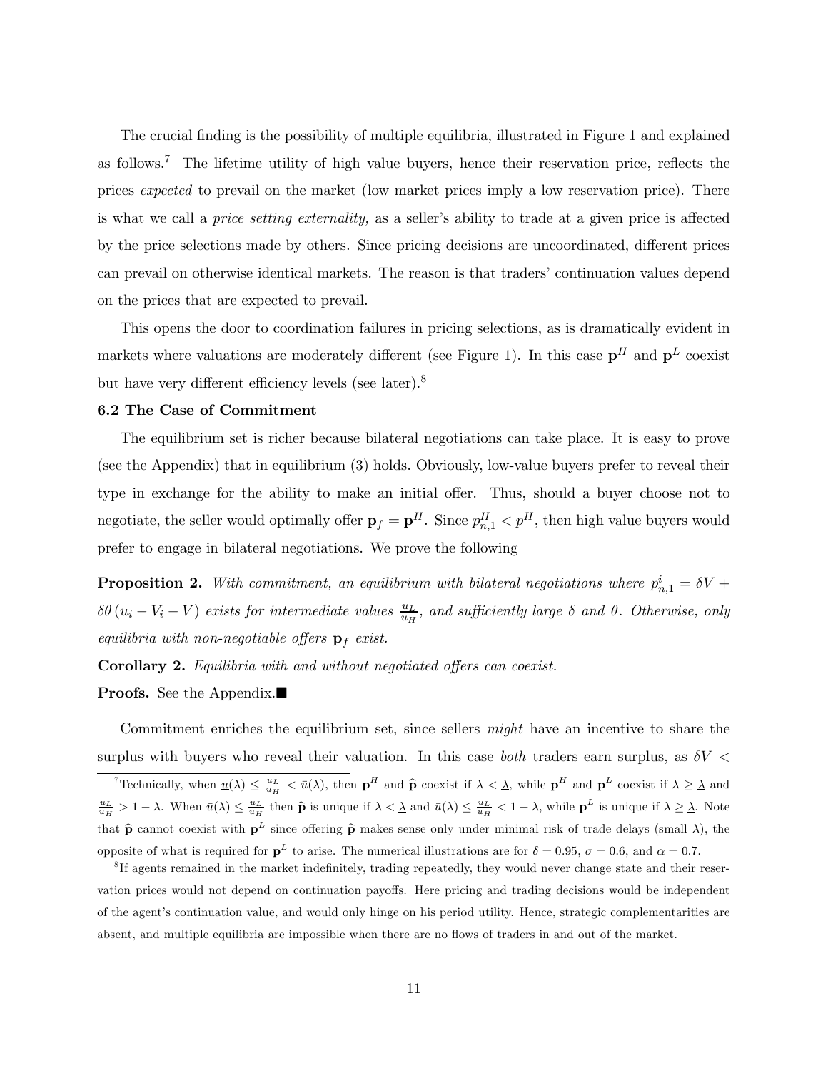The crucial finding is the possibility of multiple equilibria, illustrated in Figure 1 and explained as follows.[7] The lifetime utility of high value buyers, hence their reservation price, reflects the prices *expected* to prevail on the market (low market prices imply a low reservation price). There is what we call a *price setting externality,* as a seller's ability to trade at a given price is affected by the price selections made by others. Since pricing decisions are uncoordinated, different prices can prevail on otherwise identical markets. The reason is that traders' continuation values depend on the prices that are expected to prevail.

This opens the door to coordination failures in pricing selections, as is dramatically evident in markets where valuations are moderately different (see Figure 1). In this case $\mathbf{p}^H$ and $\mathbf{p}^L$ coexist but have very different efficiency levels (see later).[8]

### 6.2 The Case of Commitment

The equilibrium set is richer because bilateral negotiations can take place. It is easy to prove (see the Appendix) that in equilibrium (3) holds. Obviously, low-value buyers prefer to reveal their type in exchange for the ability to make an initial offer. Thus, should a buyer choose not to negotiate, the seller would optimally offer $\mathbf{p}_f = \mathbf{p}^H$. Since $p^H_{n,1} < p^H$, then high value buyers would prefer to engage in bilateral negotiations. We prove the following

**Proposition 2.** *With commitment, an equilibrium with bilateral negotiations where* $p^i_{n,1} = \delta V + \delta\theta\left(u_i - V_i - V\right)$ *exists for intermediate values* $\frac{u_L}{u_H}$*, and sufficiently large* $\delta$ *and* $\theta$*. Otherwise, only equilibria with non-negotiable offers* $\mathbf{p}_f$ *exist.*

**Corollary 2.** *Equilibria with and without negotiated offers can coexist.*

**Proofs.** See the Appendix.■

Commitment enriches the equilibrium set, since sellers *might* have an incentive to share the surplus with buyers who reveal their valuation. In this case *both* traders earn surplus, as $\delta V <$

[7] Technically, when $\underline{u}(\lambda) \leq \frac{u_L}{u_H} < \bar{u}(\lambda)$, then $\mathbf{p}^H$ and $\widehat{\mathbf{p}}$ coexist if $\lambda < \underline{\lambda}$, while $\mathbf{p}^H$ and $\mathbf{p}^L$ coexist if $\lambda \geq \underline{\lambda}$ and $\frac{u_L}{u_H} > 1 - \lambda$. When $\bar{u}(\lambda) \leq \frac{u_L}{u_H}$ then $\widehat{\mathbf{p}}$ is unique if $\lambda < \underline{\lambda}$ and $\bar{u}(\lambda) \leq \frac{u_L}{u_H} < 1 - \lambda$, while $\mathbf{p}^L$ is unique if $\lambda \geq \underline{\lambda}$. Note that $\widehat{\mathbf{p}}$ cannot coexist with $\mathbf{p}^L$ since offering $\widehat{\mathbf{p}}$ makes sense only under minimal risk of trade delays (small $\lambda$), the opposite of what is required for $\mathbf{p}^L$ to arise. The numerical illustrations are for $\delta = 0.95$, $\sigma = 0.6$, and $\alpha = 0.7$.

[8] If agents remained in the market indefinitely, trading repeatedly, they would never change state and their reservation prices would not depend on continuation payoffs. Here pricing and trading decisions would be independent of the agent's continuation value, and would only hinge on his period utility. Hence, strategic complementarities are absent, and multiple equilibria are impossible when there are no flows of traders in and out of the market.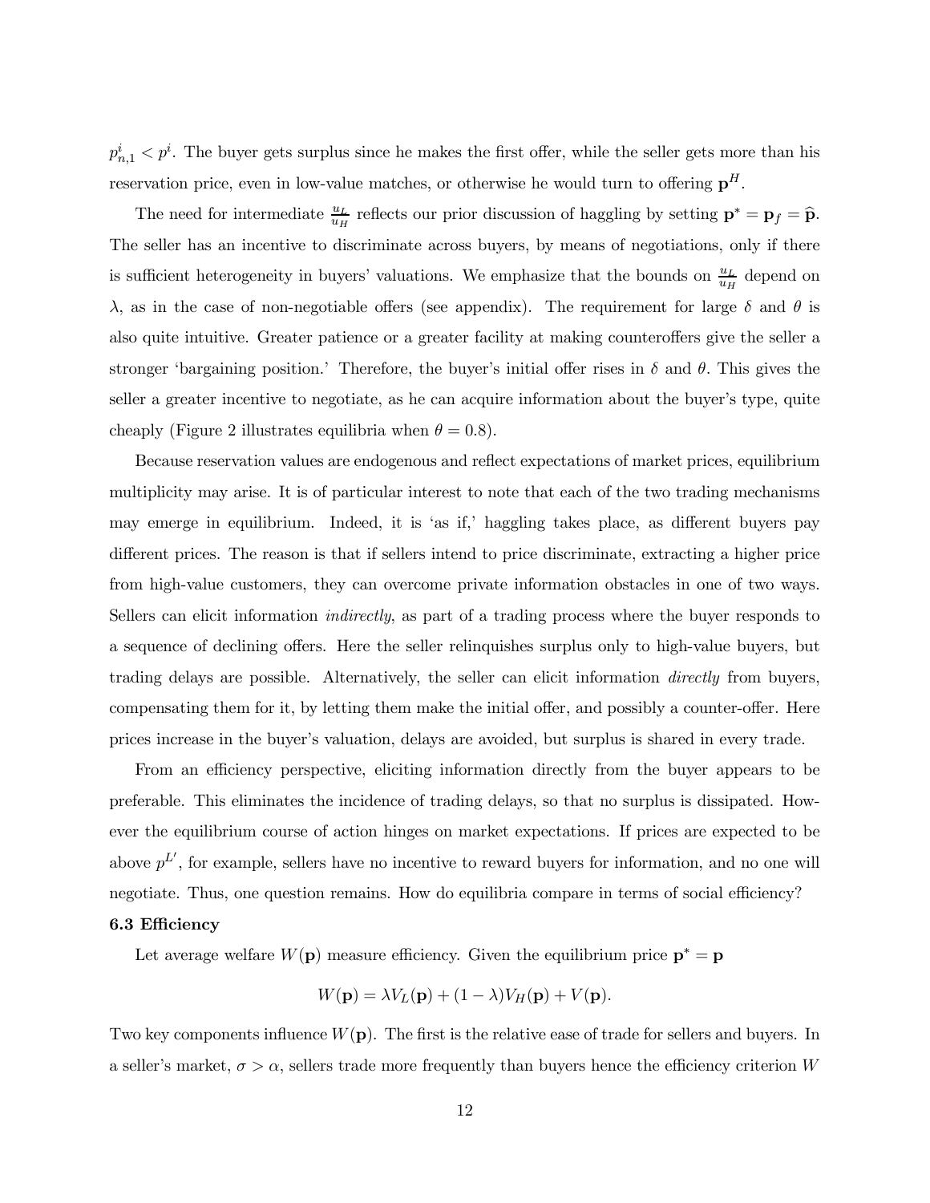$p^i_{n,1} < p^i$. The buyer gets surplus since he makes the first offer, while the seller gets more than his reservation price, even in low-value matches, or otherwise he would turn to offering $\mathbf{p}^H$.

The need for intermediate $\frac{u_L}{u_H}$ reflects our prior discussion of haggling by setting $\mathbf{p}^* = \mathbf{p}_f = \widehat{\mathbf{p}}$. The seller has an incentive to discriminate across buyers, by means of negotiations, only if there is sufficient heterogeneity in buyers' valuations. We emphasize that the bounds on $\frac{u_L}{u_H}$ depend on $\lambda$, as in the case of non-negotiable offers (see appendix). The requirement for large $\delta$ and $\theta$ is also quite intuitive. Greater patience or a greater facility at making counteroffers give the seller a stronger 'bargaining position.' Therefore, the buyer's initial offer rises in $\delta$ and $\theta$. This gives the seller a greater incentive to negotiate, as he can acquire information about the buyer's type, quite cheaply (Figure 2 illustrates equilibria when $\theta = 0.8$).

Because reservation values are endogenous and reflect expectations of market prices, equilibrium multiplicity may arise. It is of particular interest to note that each of the two trading mechanisms may emerge in equilibrium. Indeed, it is 'as if,' haggling takes place, as different buyers pay different prices. The reason is that if sellers intend to price discriminate, extracting a higher price from high-value customers, they can overcome private information obstacles in one of two ways. Sellers can elicit information *indirectly*, as part of a trading process where the buyer responds to a sequence of declining offers. Here the seller relinquishes surplus only to high-value buyers, but trading delays are possible. Alternatively, the seller can elicit information *directly* from buyers, compensating them for it, by letting them make the initial offer, and possibly a counter-offer. Here prices increase in the buyer's valuation, delays are avoided, but surplus is shared in every trade.

From an efficiency perspective, eliciting information directly from the buyer appears to be preferable. This eliminates the incidence of trading delays, so that no surplus is dissipated. However the equilibrium course of action hinges on market expectations. If prices are expected to be above $p^{L'}$, for example, sellers have no incentive to reward buyers for information, and no one will negotiate. Thus, one question remains. How do equilibria compare in terms of social efficiency?

### 6.3 Efficiency

Let average welfare $W(\mathbf{p})$ measure efficiency. Given the equilibrium price $\mathbf{p}^* = \mathbf{p}$

$$W(\mathbf{p}) = \lambda V_L(\mathbf{p}) + (1 - \lambda)V_H(\mathbf{p}) + V(\mathbf{p}).$$

Two key components influence $W(\mathbf{p})$. The first is the relative ease of trade for sellers and buyers. In a seller's market, $\sigma > \alpha$, sellers trade more frequently than buyers hence the efficiency criterion $W$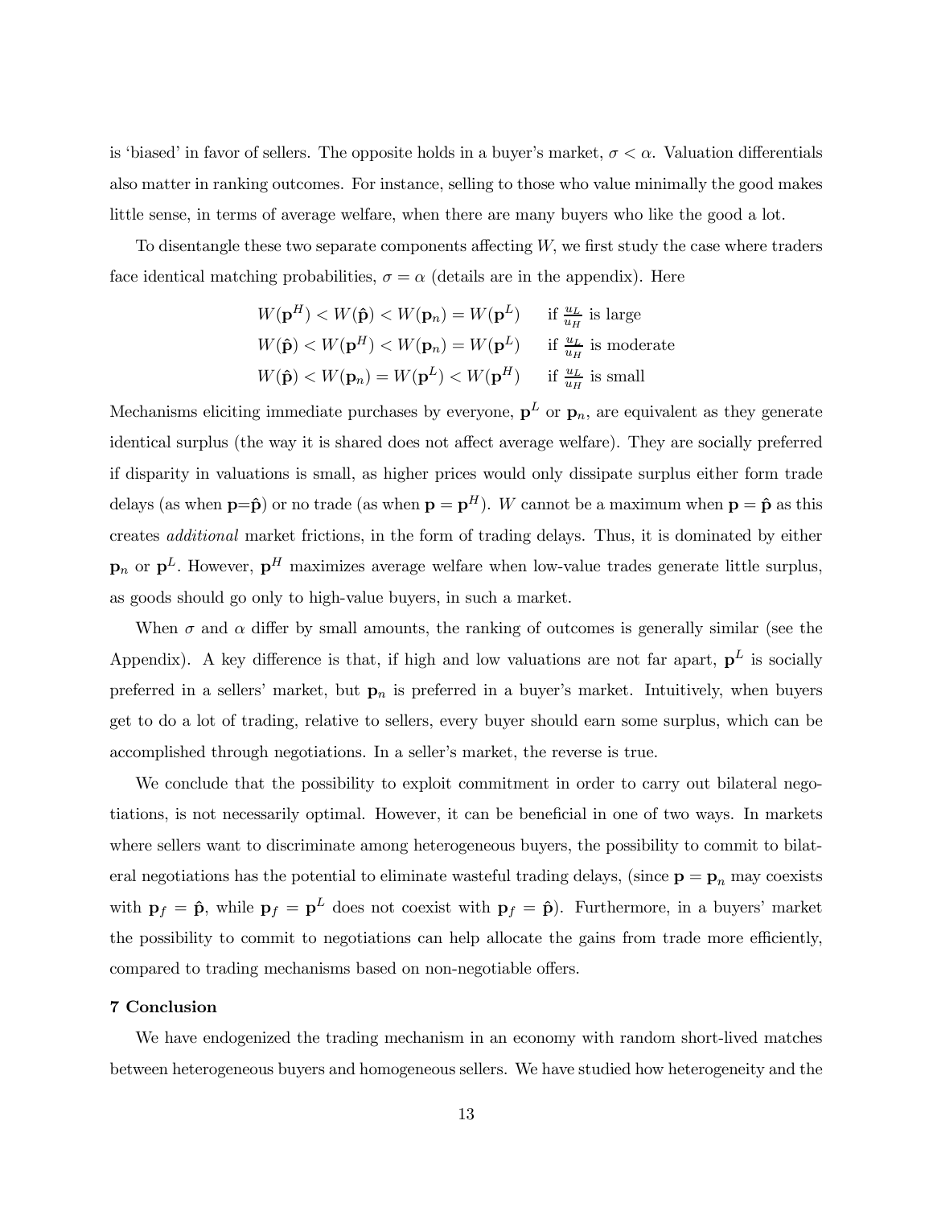is 'biased' in favor of sellers. The opposite holds in a buyer's market, $\sigma < \alpha$. Valuation differentials also matter in ranking outcomes. For instance, selling to those who value minimally the good makes little sense, in terms of average welfare, when there are many buyers who like the good a lot.

To disentangle these two separate components affecting $W$, we first study the case where traders face identical matching probabilities, $\sigma = \alpha$ (details are in the appendix). Here

$$
\begin{aligned}
W(\mathbf{p}^H) < W(\hat{\mathbf{p}}) < W(\mathbf{p}_n) = W(\mathbf{p}^L) \qquad & \text{if } \tfrac{u_L}{u_H} \text{ is large} \\
W(\hat{\mathbf{p}}) < W(\mathbf{p}^H) < W(\mathbf{p}_n) = W(\mathbf{p}^L) \qquad & \text{if } \tfrac{u_L}{u_H} \text{ is moderate} \\
W(\hat{\mathbf{p}}) < W(\mathbf{p}_n) = W(\mathbf{p}^L) < W(\mathbf{p}^H) \qquad & \text{if } \tfrac{u_L}{u_H} \text{ is small}
\end{aligned}
$$

Mechanisms eliciting immediate purchases by everyone, $\mathbf{p}^L$ or $\mathbf{p}_n$, are equivalent as they generate identical surplus (the way it is shared does not affect average welfare). They are socially preferred if disparity in valuations is small, as higher prices would only dissipate surplus either form trade delays (as when $\mathbf{p}$=$\hat{\mathbf{p}}$) or no trade (as when $\mathbf{p} = \mathbf{p}^H$). $W$ cannot be a maximum when $\mathbf{p} = \hat{\mathbf{p}}$ as this creates *additional* market frictions, in the form of trading delays. Thus, it is dominated by either $\mathbf{p}_n$ or $\mathbf{p}^L$. However, $\mathbf{p}^H$ maximizes average welfare when low-value trades generate little surplus, as goods should go only to high-value buyers, in such a market.

When $\sigma$ and $\alpha$ differ by small amounts, the ranking of outcomes is generally similar (see the Appendix). A key difference is that, if high and low valuations are not far apart, $\mathbf{p}^L$ is socially preferred in a sellers' market, but $\mathbf{p}_n$ is preferred in a buyer's market. Intuitively, when buyers get to do a lot of trading, relative to sellers, every buyer should earn some surplus, which can be accomplished through negotiations. In a seller's market, the reverse is true.

We conclude that the possibility to exploit commitment in order to carry out bilateral negotiations, is not necessarily optimal. However, it can be beneficial in one of two ways. In markets where sellers want to discriminate among heterogeneous buyers, the possibility to commit to bilateral negotiations has the potential to eliminate wasteful trading delays, (since $\mathbf{p} = \mathbf{p}_n$ may coexists with $\mathbf{p}_f = \hat{\mathbf{p}}$, while $\mathbf{p}_f = \mathbf{p}^L$ does not coexist with $\mathbf{p}_f = \hat{\mathbf{p}}$). Furthermore, in a buyers' market the possibility to commit to negotiations can help allocate the gains from trade more efficiently, compared to trading mechanisms based on non-negotiable offers.

## 7 Conclusion

We have endogenized the trading mechanism in an economy with random short-lived matches between heterogeneous buyers and homogeneous sellers. We have studied how heterogeneity and the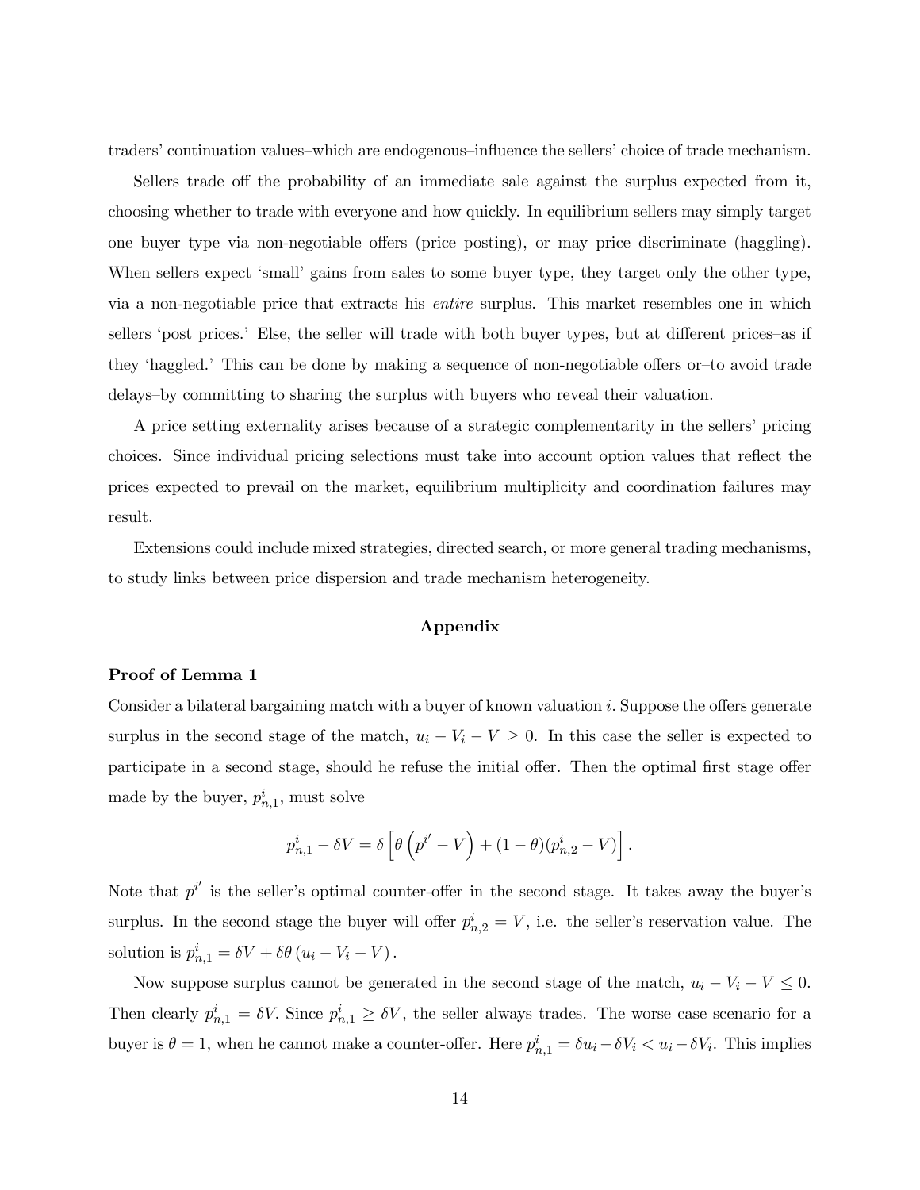traders' continuation values–which are endogenous–influence the sellers' choice of trade mechanism.

Sellers trade off the probability of an immediate sale against the surplus expected from it, choosing whether to trade with everyone and how quickly. In equilibrium sellers may simply target one buyer type via non-negotiable offers (price posting), or may price discriminate (haggling). When sellers expect 'small' gains from sales to some buyer type, they target only the other type, via a non-negotiable price that extracts his *entire* surplus. This market resembles one in which sellers 'post prices.' Else, the seller will trade with both buyer types, but at different prices–as if they 'haggled.' This can be done by making a sequence of non-negotiable offers or–to avoid trade delays–by committing to sharing the surplus with buyers who reveal their valuation.

A price setting externality arises because of a strategic complementarity in the sellers' pricing choices. Since individual pricing selections must take into account option values that reflect the prices expected to prevail on the market, equilibrium multiplicity and coordination failures may result.

Extensions could include mixed strategies, directed search, or more general trading mechanisms, to study links between price dispersion and trade mechanism heterogeneity.

## Appendix

### Proof of Lemma 1

Consider a bilateral bargaining match with a buyer of known valuation $i$. Suppose the offers generate surplus in the second stage of the match, $u_i - V_i - V \geq 0$. In this case the seller is expected to participate in a second stage, should he refuse the initial offer. Then the optimal first stage offer made by the buyer, $p^i_{n,1}$, must solve

$$p^i_{n,1} - \delta V = \delta \left[ \theta \left( p^{i'} - V \right) + (1-\theta)(p^i_{n,2} - V) \right].$$

Note that $p^{i'}$ is the seller's optimal counter-offer in the second stage. It takes away the buyer's surplus. In the second stage the buyer will offer $p^i_{n,2} = V$, i.e. the seller's reservation value. The solution is $p^i_{n,1} = \delta V + \delta\theta \left( u_i - V_i - V \right)$.

Now suppose surplus cannot be generated in the second stage of the match, $u_i - V_i - V \leq 0$. Then clearly $p^i_{n,1} = \delta V$. Since $p^i_{n,1} \geq \delta V$, the seller always trades. The worse case scenario for a buyer is $\theta = 1$, when he cannot make a counter-offer. Here $p^i_{n,1} = \delta u_i - \delta V_i < u_i - \delta V_i$. This implies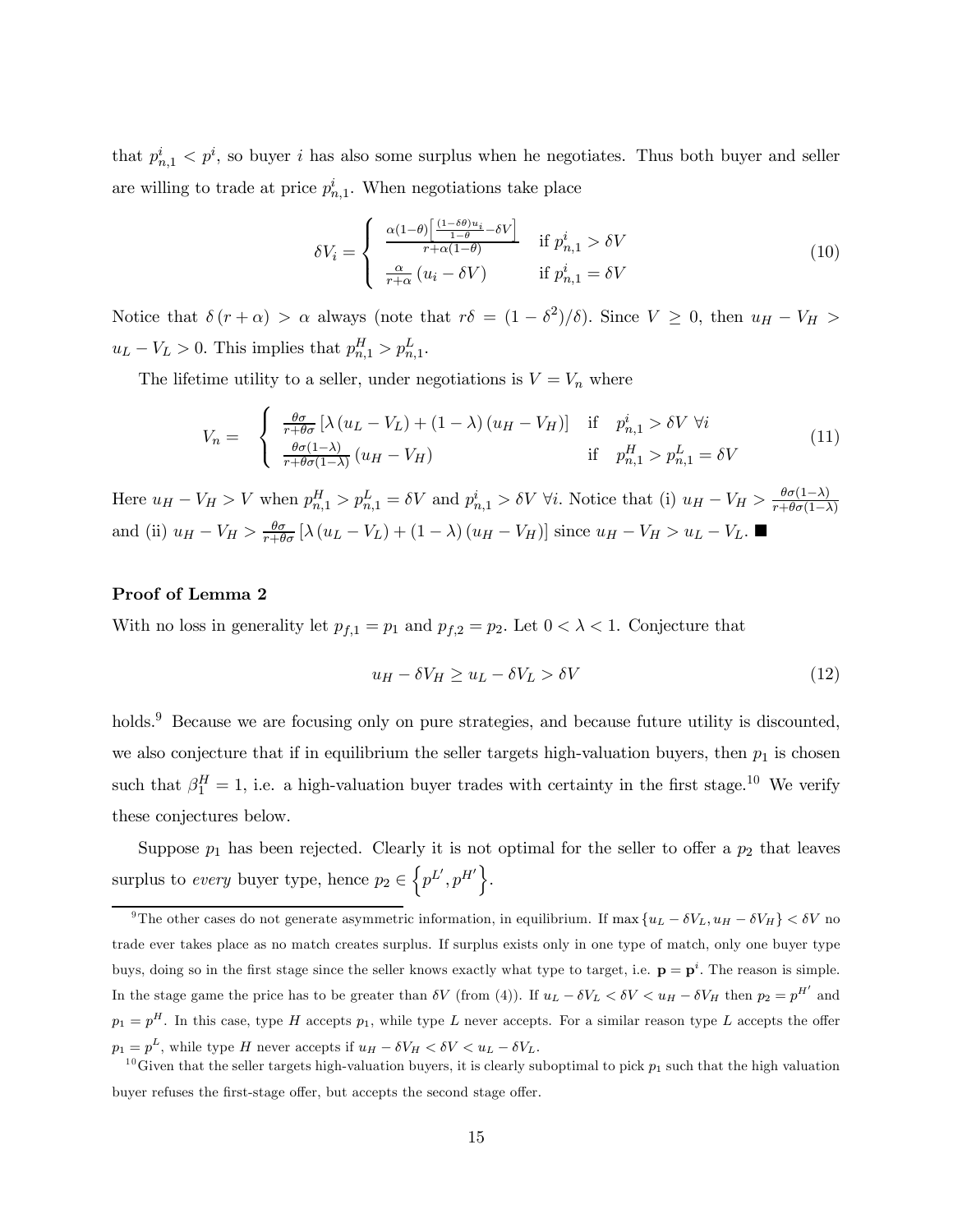that $p^i_{n,1} < p^i$, so buyer $i$ has also some surplus when he negotiates. Thus both buyer and seller are willing to trade at price $p^i_{n,1}$. When negotiations take place

$$\delta V_i = \begin{cases} \frac{\alpha(1-\theta)\left[\frac{(1-\delta\theta)u_i}{1-\theta} - \delta V\right]}{r+\alpha(1-\theta)} & \text{if } p^i_{n,1} > \delta V \\ \frac{\alpha}{r+\alpha}\left(u_i - \delta V\right) & \text{if } p^i_{n,1} = \delta V \end{cases} \tag{10}$$

Notice that $\delta(r+\alpha) > \alpha$ always (note that $r\delta = (1-\delta^2)/\delta$). Since $V \geq 0$, then $u_H - V_H > u_L - V_L > 0$. This implies that $p^H_{n,1} > p^L_{n,1}$.

The lifetime utility to a seller, under negotiations is $V = V_n$ where

$$V_n = \begin{cases} \frac{\theta\sigma}{r+\theta\sigma}\left[\lambda\left(u_L - V_L\right) + (1-\lambda)\left(u_H - V_H\right)\right] & \text{if} \quad p^i_{n,1} > \delta V \ \forall i \\ \frac{\theta\sigma(1-\lambda)}{r+\theta\sigma(1-\lambda)}\left(u_H - V_H\right) & \text{if} \quad p^H_{n,1} > p^L_{n,1} = \delta V \end{cases} \tag{11}$$

Here $u_H - V_H > V$ when $p^H_{n,1} > p^L_{n,1} = \delta V$ and $p^i_{n,1} > \delta V \ \forall i$. Notice that (i) $u_H - V_H > \frac{\theta\sigma(1-\lambda)}{r+\theta\sigma(1-\lambda)}$ and (ii) $u_H - V_H > \frac{\theta\sigma}{r+\theta\sigma}\left[\lambda\left(u_L - V_L\right) + (1-\lambda)\left(u_H - V_H\right)\right]$ since $u_H - V_H > u_L - V_L$. ■

**Proof of Lemma 2**

With no loss in generality let $p_{f,1} = p_1$ and $p_{f,2} = p_2$. Let $0 < \lambda < 1$. Conjecture that

$$u_H - \delta V_H \geq u_L - \delta V_L > \delta V \tag{12}$$

holds.[9] Because we are focusing only on pure strategies, and because future utility is discounted, we also conjecture that if in equilibrium the seller targets high-valuation buyers, then $p_1$ is chosen such that $\beta^H_1 = 1$, i.e. a high-valuation buyer trades with certainty in the first stage.[10] We verify these conjectures below.

Suppose $p_1$ has been rejected. Clearly it is not optimal for the seller to offer a $p_2$ that leaves surplus to *every* buyer type, hence $p_2 \in \left\{p^{L'}, p^{H'}\right\}$.

[9] The other cases do not generate asymmetric information, in equilibrium. If $\max\left\{u_L - \delta V_L, u_H - \delta V_H\right\} < \delta V$ no trade ever takes place as no match creates surplus. If surplus exists only in one type of match, only one buyer type buys, doing so in the first stage since the seller knows exactly what type to target, i.e. $\mathbf{p} = \mathbf{p}^i$. The reason is simple. In the stage game the price has to be greater than $\delta V$ (from (4)). If $u_L - \delta V_L < \delta V < u_H - \delta V_H$ then $p_2 = p^{H'}$ and $p_1 = p^H$. In this case, type $H$ accepts $p_1$, while type $L$ never accepts. For a similar reason type $L$ accepts the offer $p_1 = p^L$, while type $H$ never accepts if $u_H - \delta V_H < \delta V < u_L - \delta V_L$.

[10] Given that the seller targets high-valuation buyers, it is clearly suboptimal to pick $p_1$ such that the high valuation buyer refuses the first-stage offer, but accepts the second stage offer.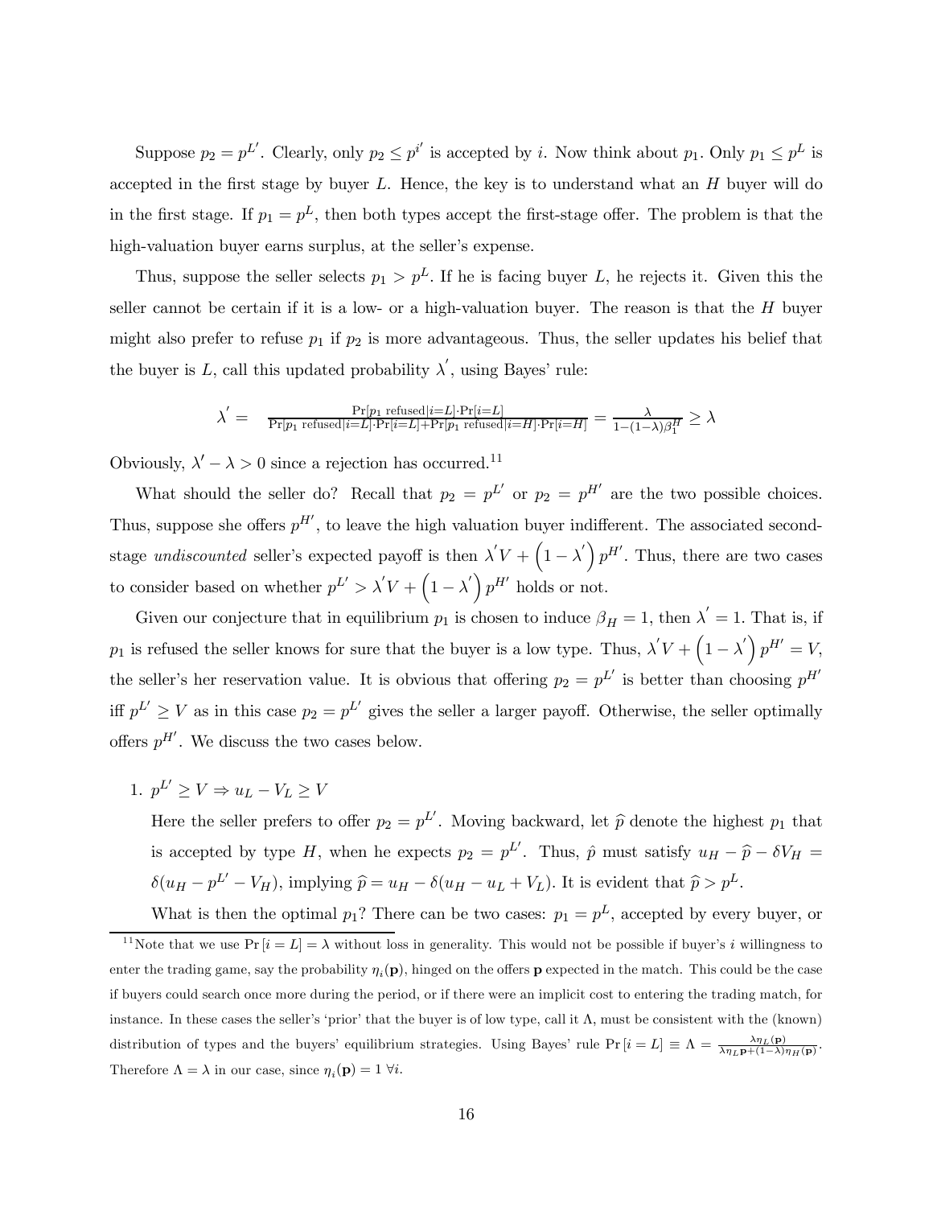Suppose $p_2 = p^{L'}$. Clearly, only $p_2 \leq p^{i'}$ is accepted by $i$. Now think about $p_1$. Only $p_1 \leq p^L$ is accepted in the first stage by buyer $L$. Hence, the key is to understand what an $H$ buyer will do in the first stage. If $p_1 = p^L$, then both types accept the first-stage offer. The problem is that the high-valuation buyer earns surplus, at the seller's expense.

Thus, suppose the seller selects $p_1 > p^L$. If he is facing buyer $L$, he rejects it. Given this the seller cannot be certain if it is a low- or a high-valuation buyer. The reason is that the $H$ buyer might also prefer to refuse $p_1$ if $p_2$ is more advantageous. Thus, the seller updates his belief that the buyer is $L$, call this updated probability $\lambda'$, using Bayes' rule:

$$\lambda' = \frac{\Pr[p_1 \text{ refused}|i=L] \cdot \Pr[i=L]}{\Pr[p_1 \text{ refused}|i=L] \cdot \Pr[i=L] + \Pr[p_1 \text{ refused}|i=H] \cdot \Pr[i=H]} = \frac{\lambda}{1-(1-\lambda)\beta_1^H} \geq \lambda$$

Obviously, $\lambda' - \lambda > 0$ since a rejection has occurred.[11]

What should the seller do? Recall that $p_2 = p^{L'}$ or $p_2 = p^{H'}$ are the two possible choices. Thus, suppose she offers $p^{H'}$, to leave the high valuation buyer indifferent. The associated second-stage *undiscounted* seller's expected payoff is then $\lambda' V + \left(1 - \lambda'\right) p^{H'}$. Thus, there are two cases to consider based on whether $p^{L'} > \lambda' V + \left(1 - \lambda'\right) p^{H'}$ holds or not.

Given our conjecture that in equilibrium $p_1$ is chosen to induce $\beta_H = 1$, then $\lambda' = 1$. That is, if $p_1$ is refused the seller knows for sure that the buyer is a low type. Thus, $\lambda' V + \left(1 - \lambda'\right) p^{H'} = V$, the seller's her reservation value. It is obvious that offering $p_2 = p^{L'}$ is better than choosing $p^{H'}$ iff $p^{L'} \geq V$ as in this case $p_2 = p^{L'}$ gives the seller a larger payoff. Otherwise, the seller optimally offers $p^{H'}$. We discuss the two cases below.

1. $p^{L'} \geq V \Rightarrow u_L - V_L \geq V$

   Here the seller prefers to offer $p_2 = p^{L'}$. Moving backward, let $\widehat{p}$ denote the highest $p_1$ that is accepted by type $H$, when he expects $p_2 = p^{L'}$. Thus, $\hat{p}$ must satisfy $u_H - \widehat{p} - \delta V_H = \delta(u_H - p^{L'} - V_H)$, implying $\widehat{p} = u_H - \delta(u_H - u_L + V_L)$. It is evident that $\widehat{p} > p^L$.

   What is then the optimal $p_1$? There can be two cases: $p_1 = p^L$, accepted by every buyer, or

[11] Note that we use $\Pr[i = L] = \lambda$ without loss in generality. This would not be possible if buyer's $i$ willingness to enter the trading game, say the probability $\eta_i(\mathbf{p})$, hinged on the offers $\mathbf{p}$ expected in the match. This could be the case if buyers could search once more during the period, or if there were an implicit cost to entering the trading match, for instance. In these cases the seller's 'prior' that the buyer is of low type, call it $\Lambda$, must be consistent with the (known) distribution of types and the buyers' equilibrium strategies. Using Bayes' rule $\Pr[i = L] \equiv \Lambda = \frac{\lambda \eta_L(\mathbf{p})}{\lambda \eta_L \mathbf{p} + (1-\lambda)\eta_H(\mathbf{p})}$. Therefore $\Lambda = \lambda$ in our case, since $\eta_i(\mathbf{p}) = 1 \; \forall i$.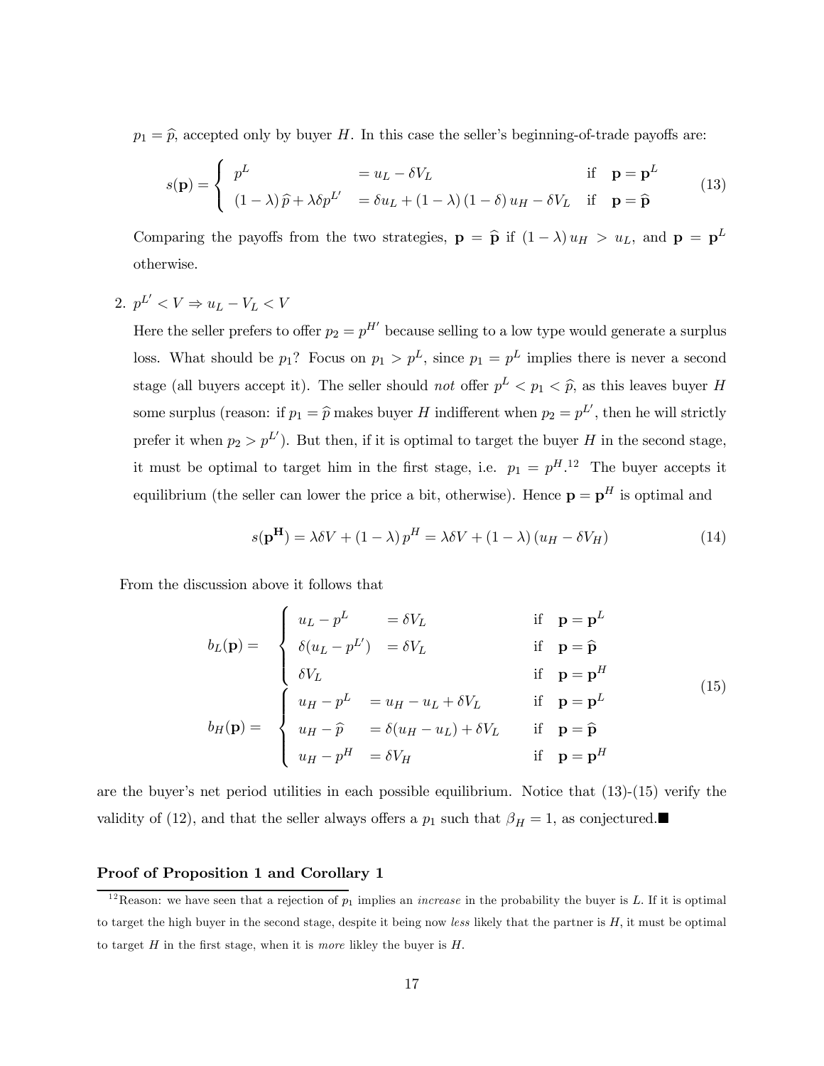$p_1 = \widehat{p}$, accepted only by buyer $H$. In this case the seller's beginning-of-trade payoffs are:

$$s(\mathbf{p}) = \begin{cases} p^L & = u_L - \delta V_L & \text{if} \quad \mathbf{p} = \mathbf{p}^L \\ (1-\lambda)\,\widehat{p} + \lambda \delta p^{L'} & = \delta u_L + (1-\lambda)(1-\delta)\,u_H - \delta V_L & \text{if} \quad \mathbf{p} = \widehat{\mathbf{p}} \end{cases} \tag{13}$$

Comparing the payoffs from the two strategies, $\mathbf{p} = \widehat{\mathbf{p}}$ if $(1-\lambda)\,u_H > u_L$, and $\mathbf{p} = \mathbf{p}^L$ otherwise.

2. $p^{L'} < V \Rightarrow u_L - V_L < V$

   Here the seller prefers to offer $p_2 = p^{H'}$ because selling to a low type would generate a surplus loss. What should be $p_1$? Focus on $p_1 > p^L$, since $p_1 = p^L$ implies there is never a second stage (all buyers accept it). The seller should *not* offer $p^L < p_1 < \widehat{p}$, as this leaves buyer $H$ some surplus (reason: if $p_1 = \widehat{p}$ makes buyer $H$ indifferent when $p_2 = p^{L'}$, then he will strictly prefer it when $p_2 > p^{L'}$). But then, if it is optimal to target the buyer $H$ in the second stage, it must be optimal to target him in the first stage, i.e. $p_1 = p^H$.[12] The buyer accepts it equilibrium (the seller can lower the price a bit, otherwise). Hence $\mathbf{p} = \mathbf{p}^H$ is optimal and

$$s(\mathbf{p^H}) = \lambda \delta V + (1-\lambda)\,p^H = \lambda \delta V + (1-\lambda)\,(u_H - \delta V_H) \tag{14}$$

From the discussion above it follows that

$$\begin{aligned} b_L(\mathbf{p}) = & \begin{cases} u_L - p^L & = \delta V_L & \text{if} \quad \mathbf{p} = \mathbf{p}^L \\ \delta(u_L - p^{L'}) & = \delta V_L & \text{if} \quad \mathbf{p} = \widehat{\mathbf{p}} \\ \delta V_L & & \text{if} \quad \mathbf{p} = \mathbf{p}^H \end{cases} \\ b_H(\mathbf{p}) = & \begin{cases} u_H - p^L & = u_H - u_L + \delta V_L & \text{if} \quad \mathbf{p} = \mathbf{p}^L \\ u_H - \widehat{p} & = \delta(u_H - u_L) + \delta V_L & \text{if} \quad \mathbf{p} = \widehat{\mathbf{p}} \\ u_H - p^H & = \delta V_H & \text{if} \quad \mathbf{p} = \mathbf{p}^H \end{cases} \end{aligned} \tag{15}$$

are the buyer's net period utilities in each possible equilibrium. Notice that (13)-(15) verify the validity of (12), and that the seller always offers a $p_1$ such that $\beta_H = 1$, as conjectured.■

**Proof of Proposition 1 and Corollary 1**

[12] Reason: we have seen that a rejection of $p_1$ implies an *increase* in the probability the buyer is $L$. If it is optimal to target the high buyer in the second stage, despite it being now *less* likely that the partner is $H$, it must be optimal to target $H$ in the first stage, when it is *more* likley the buyer is $H$.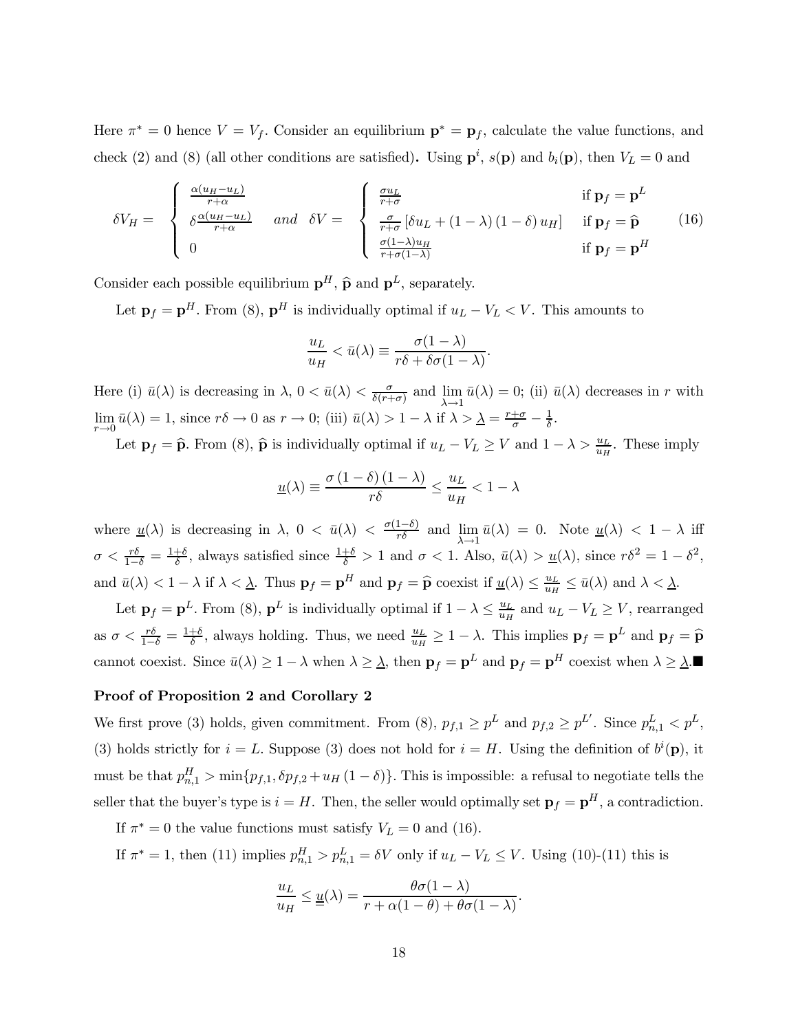Here $\pi^* = 0$ hence $V = V_f$. Consider an equilibrium $\mathbf{p}^* = \mathbf{p}_f$, calculate the value functions, and check (2) and (8) (all other conditions are satisfied). Using $\mathbf{p}^i$, $s(\mathbf{p})$ and $b_i(\mathbf{p})$, then $V_L = 0$ and

$$\delta V_H = \begin{cases} \frac{\alpha(u_H - u_L)}{r+\alpha} \\ \delta \frac{\alpha(u_H - u_L)}{r+\alpha} \\ 0 \end{cases} \quad and \quad \delta V = \begin{cases} \frac{\sigma u_L}{r+\sigma} & \text{if } \mathbf{p}_f = \mathbf{p}^L \\ \frac{\sigma}{r+\sigma}\left[\delta u_L + (1-\lambda)(1-\delta)u_H\right] & \text{if } \mathbf{p}_f = \widehat{\mathbf{p}} \\ \frac{\sigma(1-\lambda)u_H}{r+\sigma(1-\lambda)} & \text{if } \mathbf{p}_f = \mathbf{p}^H \end{cases} \tag{16}$$

Consider each possible equilibrium $\mathbf{p}^H$, $\widehat{\mathbf{p}}$ and $\mathbf{p}^L$, separately.

Let $\mathbf{p}_f = \mathbf{p}^H$. From (8), $\mathbf{p}^H$ is individually optimal if $u_L - V_L < V$. This amounts to

$$\frac{u_L}{u_H} < \bar{u}(\lambda) \equiv \frac{\sigma(1-\lambda)}{r\delta + \delta\sigma(1-\lambda)}.$$

Here (i) $\bar{u}(\lambda)$ is decreasing in $\lambda$, $0 < \bar{u}(\lambda) < \frac{\sigma}{\delta(r+\sigma)}$ and $\lim_{\lambda \to 1} \bar{u}(\lambda) = 0$; (ii) $\bar{u}(\lambda)$ decreases in $r$ with $\lim_{r \to 0} \bar{u}(\lambda) = 1$, since $r\delta \to 0$ as $r \to 0$; (iii) $\bar{u}(\lambda) > 1 - \lambda$ if $\lambda > \underline{\lambda} = \frac{r+\sigma}{\sigma} - \frac{1}{\delta}$.

Let $\mathbf{p}_f = \widehat{\mathbf{p}}$. From (8), $\widehat{\mathbf{p}}$ is individually optimal if $u_L - V_L \geq V$ and $1 - \lambda > \frac{u_L}{u_H}$. These imply

$$\underline{u}(\lambda) \equiv \frac{\sigma(1-\delta)(1-\lambda)}{r\delta} \leq \frac{u_L}{u_H} < 1 - \lambda$$

where $\underline{u}(\lambda)$ is decreasing in $\lambda$, $0 < \bar{u}(\lambda) < \frac{\sigma(1-\delta)}{r\delta}$ and $\lim_{\lambda \to 1} \bar{u}(\lambda) = 0$. Note $\underline{u}(\lambda) < 1 - \lambda$ iff $\sigma < \frac{r\delta}{1-\delta} = \frac{1+\delta}{\delta}$, always satisfied since $\frac{1+\delta}{\delta} > 1$ and $\sigma < 1$. Also, $\bar{u}(\lambda) > \underline{u}(\lambda)$, since $r\delta^2 = 1 - \delta^2$, and $\bar{u}(\lambda) < 1 - \lambda$ if $\lambda < \underline{\lambda}$. Thus $\mathbf{p}_f = \mathbf{p}^H$ and $\mathbf{p}_f = \widehat{\mathbf{p}}$ coexist if $\underline{u}(\lambda) \leq \frac{u_L}{u_H} \leq \bar{u}(\lambda)$ and $\lambda < \underline{\lambda}$.

Let $\mathbf{p}_f = \mathbf{p}^L$. From (8), $\mathbf{p}^L$ is individually optimal if $1 - \lambda \leq \frac{u_L}{u_H}$ and $u_L - V_L \geq V$, rearranged as $\sigma < \frac{r\delta}{1-\delta} = \frac{1+\delta}{\delta}$, always holding. Thus, we need $\frac{u_L}{u_H} \geq 1 - \lambda$. This implies $\mathbf{p}_f = \mathbf{p}^L$ and $\mathbf{p}_f = \widehat{\mathbf{p}}$ cannot coexist. Since $\bar{u}(\lambda) \geq 1 - \lambda$ when $\lambda \geq \underline{\lambda}$, then $\mathbf{p}_f = \mathbf{p}^L$ and $\mathbf{p}_f = \mathbf{p}^H$ coexist when $\lambda \geq \underline{\lambda}$.■

### Proof of Proposition 2 and Corollary 2

We first prove (3) holds, given commitment. From (8), $p_{f,1} \geq p^L$ and $p_{f,2} \geq p^{L'}$. Since $p^L_{n,1} < p^L$, (3) holds strictly for $i = L$. Suppose (3) does not hold for $i = H$. Using the definition of $b^i(\mathbf{p})$, it must be that $p^H_{n,1} > \min\{p_{f,1}, \delta p_{f,2} + u_H(1-\delta)\}$. This is impossible: a refusal to negotiate tells the seller that the buyer's type is $i = H$. Then, the seller would optimally set $\mathbf{p}_f = \mathbf{p}^H$, a contradiction.

If $\pi^* = 0$ the value functions must satisfy $V_L = 0$ and (16).

If $\pi^* = 1$, then (11) implies $p^H_{n,1} > p^L_{n,1} = \delta V$ only if $u_L - V_L \leq V$. Using (10)-(11) this is

$$\frac{u_L}{u_H} \leq \underline{\underline{u}}(\lambda) = \frac{\theta\sigma(1-\lambda)}{r + \alpha(1-\theta) + \theta\sigma(1-\lambda)}.$$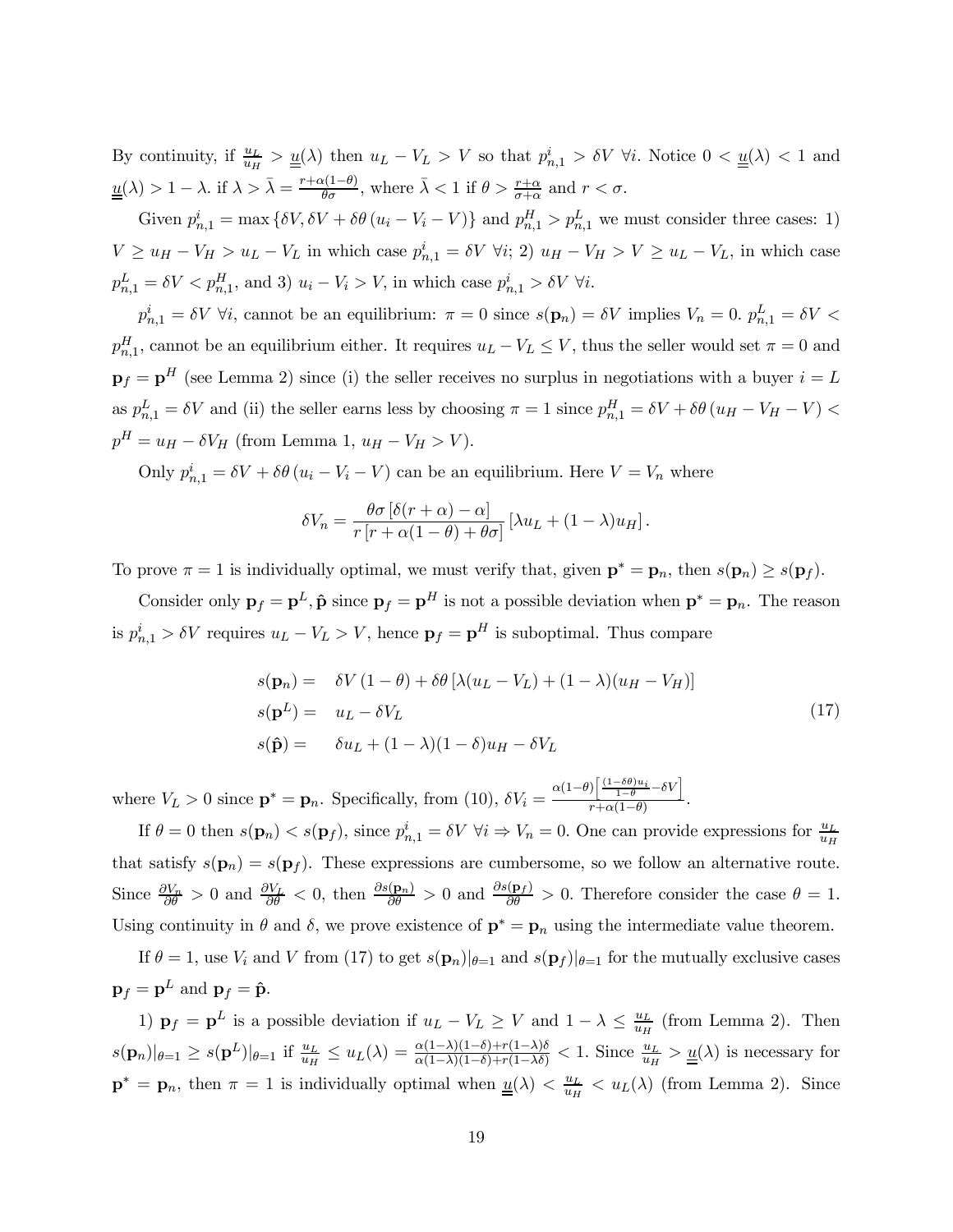By continuity, if $\frac{u_L}{u_H} > \underline{\underline{u}}(\lambda)$ then $u_L - V_L > V$ so that $p^i_{n,1} > \delta V \; \forall i$. Notice $0 < \underline{\underline{u}}(\lambda) < 1$ and $\underline{\underline{u}}(\lambda) > 1 - \lambda$. if $\lambda > \bar{\lambda} = \frac{r+\alpha(1-\theta)}{\theta\sigma}$, where $\bar{\lambda} < 1$ if $\theta > \frac{r+\alpha}{\sigma+\alpha}$ and $r < \sigma$.

Given $p^i_{n,1} = \max\{\delta V, \delta V + \delta\theta(u_i - V_i - V)\}$ and $p^H_{n,1} > p^L_{n,1}$ we must consider three cases: 1) $V \geq u_H - V_H > u_L - V_L$ in which case $p^i_{n,1} = \delta V \; \forall i$; 2) $u_H - V_H > V \geq u_L - V_L$, in which case $p^L_{n,1} = \delta V < p^H_{n,1}$, and 3) $u_i - V_i > V$, in which case $p^i_{n,1} > \delta V \; \forall i$.

$p^i_{n,1} = \delta V \; \forall i$, cannot be an equilibrium: $\pi = 0$ since $s(\mathbf{p}_n) = \delta V$ implies $V_n = 0$. $p^L_{n,1} = \delta V < p^H_{n,1}$, cannot be an equilibrium either. It requires $u_L - V_L \leq V$, thus the seller would set $\pi = 0$ and $\mathbf{p}_f = \mathbf{p}^H$ (see Lemma 2) since (i) the seller receives no surplus in negotiations with a buyer $i = L$ as $p^L_{n,1} = \delta V$ and (ii) the seller earns less by choosing $\pi = 1$ since $p^H_{n,1} = \delta V + \delta\theta(u_H - V_H - V) < p^H = u_H - \delta V_H$ (from Lemma 1, $u_H - V_H > V$).

Only $p^i_{n,1} = \delta V + \delta\theta(u_i - V_i - V)$ can be an equilibrium. Here $V = V_n$ where

$$\delta V_n = \frac{\theta\sigma[\delta(r+\alpha) - \alpha]}{r[r + \alpha(1-\theta) + \theta\sigma]}[\lambda u_L + (1-\lambda)u_H].$$

To prove $\pi = 1$ is individually optimal, we must verify that, given $\mathbf{p}^* = \mathbf{p}_n$, then $s(\mathbf{p}_n) \geq s(\mathbf{p}_f)$.

Consider only $\mathbf{p}_f = \mathbf{p}^L, \hat{\mathbf{p}}$ since $\mathbf{p}_f = \mathbf{p}^H$ is not a possible deviation when $\mathbf{p}^* = \mathbf{p}_n$. The reason is $p^i_{n,1} > \delta V$ requires $u_L - V_L > V$, hence $\mathbf{p}_f = \mathbf{p}^H$ is suboptimal. Thus compare

$$\begin{aligned} s(\mathbf{p}_n) &= \quad \delta V(1-\theta) + \delta\theta[\lambda(u_L - V_L) + (1-\lambda)(u_H - V_H)] \\ s(\mathbf{p}^L) &= \quad u_L - \delta V_L \\ s(\hat{\mathbf{p}}) &= \quad \delta u_L + (1-\lambda)(1-\delta)u_H - \delta V_L \end{aligned} \tag{17}$$

where $V_L > 0$ since $\mathbf{p}^* = \mathbf{p}_n$. Specifically, from (10), $\delta V_i = \frac{\alpha(1-\theta)\left[\frac{(1-\delta\theta)u_i}{1-\theta} - \delta V\right]}{r + \alpha(1-\theta)}$.

If $\theta = 0$ then $s(\mathbf{p}_n) < s(\mathbf{p}_f)$, since $p^i_{n,1} = \delta V \; \forall i \Rightarrow V_n = 0$. One can provide expressions for $\frac{u_L}{u_H}$ that satisfy $s(\mathbf{p}_n) = s(\mathbf{p}_f)$. These expressions are cumbersome, so we follow an alternative route. Since $\frac{\partial V_n}{\partial\theta} > 0$ and $\frac{\partial V_L}{\partial\theta} < 0$, then $\frac{\partial s(\mathbf{p}_n)}{\partial\theta} > 0$ and $\frac{\partial s(\mathbf{p}_f)}{\partial\theta} > 0$. Therefore consider the case $\theta = 1$. Using continuity in $\theta$ and $\delta$, we prove existence of $\mathbf{p}^* = \mathbf{p}_n$ using the intermediate value theorem.

If $\theta = 1$, use $V_i$ and $V$ from (17) to get $s(\mathbf{p}_n)|_{\theta=1}$ and $s(\mathbf{p}_f)|_{\theta=1}$ for the mutually exclusive cases $\mathbf{p}_f = \mathbf{p}^L$ and $\mathbf{p}_f = \hat{\mathbf{p}}$.

1) $\mathbf{p}_f = \mathbf{p}^L$ is a possible deviation if $u_L - V_L \geq V$ and $1 - \lambda \leq \frac{u_L}{u_H}$ (from Lemma 2). Then $s(\mathbf{p}_n)|_{\theta=1} \geq s(\mathbf{p}^L)|_{\theta=1}$ if $\frac{u_L}{u_H} \leq u_L(\lambda) = \frac{\alpha(1-\lambda)(1-\delta) + r(1-\lambda)\delta}{\alpha(1-\lambda)(1-\delta) + r(1-\lambda\delta)} < 1$. Since $\frac{u_L}{u_H} > \underline{\underline{u}}(\lambda)$ is necessary for $\mathbf{p}^* = \mathbf{p}_n$, then $\pi = 1$ is individually optimal when $\underline{\underline{u}}(\lambda) < \frac{u_L}{u_H} < u_L(\lambda)$ (from Lemma 2). Since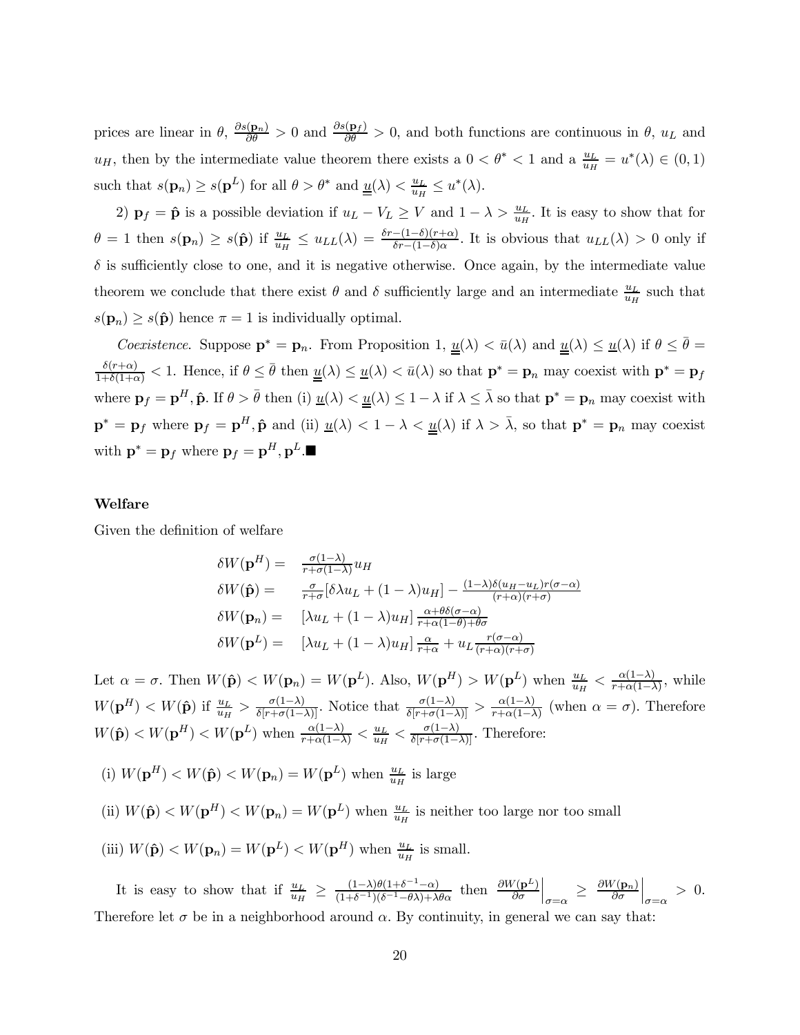prices are linear in $\theta$, $\frac{\partial s(\mathbf{p}_n)}{\partial \theta} > 0$ and $\frac{\partial s(\mathbf{p}_f)}{\partial \theta} > 0$, and both functions are continuous in $\theta$, $u_L$ and $u_H$, then by the intermediate value theorem there exists a $0 < \theta^* < 1$ and a $\frac{u_L}{u_H} = u^*(\lambda) \in (0, 1)$ such that $s(\mathbf{p}_n) \geq s(\mathbf{p}^L)$ for all $\theta > \theta^*$ and $\underline{\underline{u}}(\lambda) < \frac{u_L}{u_H} \leq u^*(\lambda)$.

2) $\mathbf{p}_f = \hat{\mathbf{p}}$ is a possible deviation if $u_L - V_L \geq V$ and $1 - \lambda > \frac{u_L}{u_H}$. It is easy to show that for $\theta = 1$ then $s(\mathbf{p}_n) \geq s(\hat{\mathbf{p}})$ if $\frac{u_L}{u_H} \leq u_{LL}(\lambda) = \frac{\delta r - (1-\delta)(r+\alpha)}{\delta r - (1-\delta)\alpha}$. It is obvious that $u_{LL}(\lambda) > 0$ only if $\delta$ is sufficiently close to one, and it is negative otherwise. Once again, by the intermediate value theorem we conclude that there exist $\theta$ and $\delta$ sufficiently large and an intermediate $\frac{u_L}{u_H}$ such that $s(\mathbf{p}_n) \geq s(\hat{\mathbf{p}})$ hence $\pi = 1$ is individually optimal.

*Coexistence.* Suppose $\mathbf{p}^* = \mathbf{p}_n$. From Proposition 1, $\underline{u}(\lambda) < \bar{u}(\lambda)$ and $\underline{\underline{u}}(\lambda) \leq \underline{u}(\lambda)$ if $\theta \leq \bar{\theta} = \frac{\delta(r+\alpha)}{1+\delta(1+\alpha)} < 1$. Hence, if $\theta \leq \bar{\theta}$ then $\underline{\underline{u}}(\lambda) \leq \underline{u}(\lambda) < \bar{u}(\lambda)$ so that $\mathbf{p}^* = \mathbf{p}_n$ may coexist with $\mathbf{p}^* = \mathbf{p}_f$ where $\mathbf{p}_f = \mathbf{p}^H, \hat{\mathbf{p}}$. If $\theta > \bar{\theta}$ then (i) $\underline{u}(\lambda) < \underline{\underline{u}}(\lambda) \leq 1 - \lambda$ if $\lambda \leq \bar{\lambda}$ so that $\mathbf{p}^* = \mathbf{p}_n$ may coexist with $\mathbf{p}^* = \mathbf{p}_f$ where $\mathbf{p}_f = \mathbf{p}^H, \hat{\mathbf{p}}$ and (ii) $\underline{u}(\lambda) < 1 - \lambda < \underline{\underline{u}}(\lambda)$ if $\lambda > \bar{\lambda}$, so that $\mathbf{p}^* = \mathbf{p}_n$ may coexist with $\mathbf{p}^* = \mathbf{p}_f$ where $\mathbf{p}_f = \mathbf{p}^H, \mathbf{p}^L$.■

**Welfare**

Given the definition of welfare

$$
\begin{aligned}
\delta W(\mathbf{p}^H) &= \frac{\sigma(1-\lambda)}{r+\sigma(1-\lambda)} u_H \\
\delta W(\hat{\mathbf{p}}) &= \frac{\sigma}{r+\sigma}[\delta\lambda u_L + (1-\lambda)u_H] - \frac{(1-\lambda)\delta(u_H - u_L)r(\sigma-\alpha)}{(r+\alpha)(r+\sigma)} \\
\delta W(\mathbf{p}_n) &= [\lambda u_L + (1-\lambda)u_H]\frac{\alpha + \theta\delta(\sigma-\alpha)}{r+\alpha(1-\theta)+\theta\sigma} \\
\delta W(\mathbf{p}^L) &= [\lambda u_L + (1-\lambda)u_H]\frac{\alpha}{r+\alpha} + u_L\frac{r(\sigma-\alpha)}{(r+\alpha)(r+\sigma)}
\end{aligned}
$$

Let $\alpha = \sigma$. Then $W(\hat{\mathbf{p}}) < W(\mathbf{p}_n) = W(\mathbf{p}^L)$. Also, $W(\mathbf{p}^H) > W(\mathbf{p}^L)$ when $\frac{u_L}{u_H} < \frac{\alpha(1-\lambda)}{r+\alpha(1-\lambda)}$, while $W(\mathbf{p}^H) < W(\hat{\mathbf{p}})$ if $\frac{u_L}{u_H} > \frac{\sigma(1-\lambda)}{\delta[r+\sigma(1-\lambda)]}$. Notice that $\frac{\sigma(1-\lambda)}{\delta[r+\sigma(1-\lambda)]} > \frac{\alpha(1-\lambda)}{r+\alpha(1-\lambda)}$ (when $\alpha = \sigma$). Therefore $W(\hat{\mathbf{p}}) < W(\mathbf{p}^H) < W(\mathbf{p}^L)$ when $\frac{\alpha(1-\lambda)}{r+\alpha(1-\lambda)} < \frac{u_L}{u_H} < \frac{\sigma(1-\lambda)}{\delta[r+\sigma(1-\lambda)]}$. Therefore:

(i) $W(\mathbf{p}^H) < W(\hat{\mathbf{p}}) < W(\mathbf{p}_n) = W(\mathbf{p}^L)$ when $\frac{u_L}{u_H}$ is large

(ii) $W(\hat{\mathbf{p}}) < W(\mathbf{p}^H) < W(\mathbf{p}_n) = W(\mathbf{p}^L)$ when $\frac{u_L}{u_H}$ is neither too large nor too small

(iii) $W(\hat{\mathbf{p}}) < W(\mathbf{p}_n) = W(\mathbf{p}^L) < W(\mathbf{p}^H)$ when $\frac{u_L}{u_H}$ is small.

It is easy to show that if $\frac{u_L}{u_H} \geq \frac{(1-\lambda)\theta(1+\delta^{-1}-\alpha)}{(1+\delta^{-1})(\delta^{-1}-\theta\lambda)+\lambda\theta\alpha}$ then $\left.\frac{\partial W(\mathbf{p}^L)}{\partial \sigma}\right|_{\sigma=\alpha} \geq \left.\frac{\partial W(\mathbf{p}_n)}{\partial \sigma}\right|_{\sigma=\alpha} > 0$. Therefore let $\sigma$ be in a neighborhood around $\alpha$. By continuity, in general we can say that: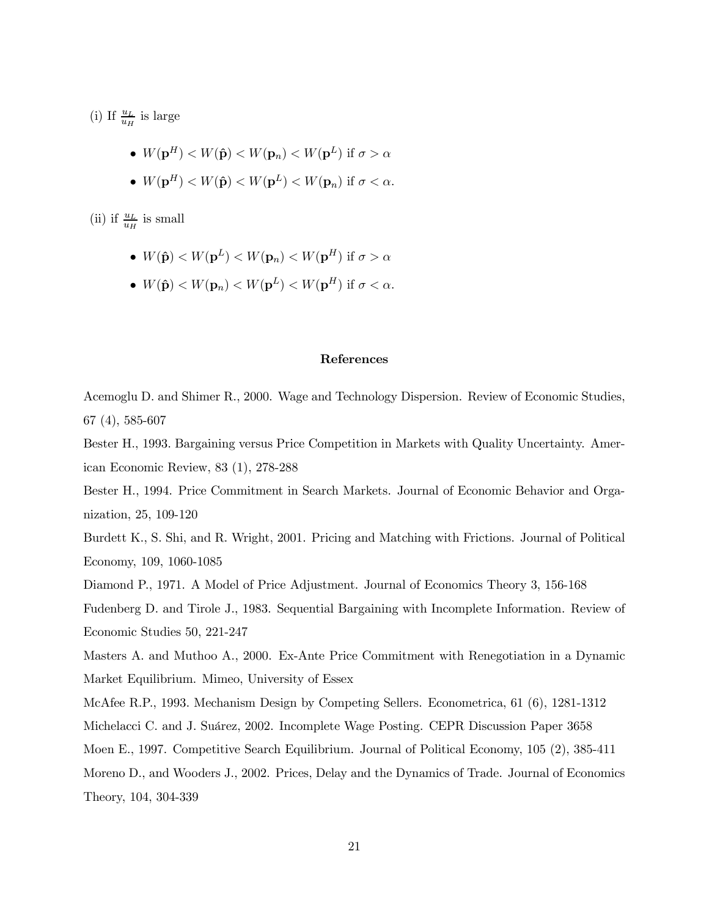(i) If $\frac{u_L}{u_H}$ is large

- $W(\mathbf{p}^H) < W(\hat{\mathbf{p}}) < W(\mathbf{p}_n) < W(\mathbf{p}^L)$ if $\sigma > \alpha$
- $W(\mathbf{p}^H) < W(\hat{\mathbf{p}}) < W(\mathbf{p}^L) < W(\mathbf{p}_n)$ if $\sigma < \alpha$.

(ii) if $\frac{u_L}{u_H}$ is small

- $W(\hat{\mathbf{p}}) < W(\mathbf{p}^L) < W(\mathbf{p}_n) < W(\mathbf{p}^H)$ if $\sigma > \alpha$
- $W(\hat{\mathbf{p}}) < W(\mathbf{p}_n) < W(\mathbf{p}^L) < W(\mathbf{p}^H)$ if $\sigma < \alpha$.

## References

Acemoglu D. and Shimer R., 2000. Wage and Technology Dispersion. Review of Economic Studies, 67 (4), 585-607

Bester H., 1993. Bargaining versus Price Competition in Markets with Quality Uncertainty. American Economic Review, 83 (1), 278-288

Bester H., 1994. Price Commitment in Search Markets. Journal of Economic Behavior and Organization, 25, 109-120

Burdett K., S. Shi, and R. Wright, 2001. Pricing and Matching with Frictions. Journal of Political Economy, 109, 1060-1085

Diamond P., 1971. A Model of Price Adjustment. Journal of Economics Theory 3, 156-168

Fudenberg D. and Tirole J., 1983. Sequential Bargaining with Incomplete Information. Review of Economic Studies 50, 221-247

Masters A. and Muthoo A., 2000. Ex-Ante Price Commitment with Renegotiation in a Dynamic Market Equilibrium. Mimeo, University of Essex

McAfee R.P., 1993. Mechanism Design by Competing Sellers. Econometrica, 61 (6), 1281-1312

Michelacci C. and J. Suárez, 2002. Incomplete Wage Posting. CEPR Discussion Paper 3658

Moen E., 1997. Competitive Search Equilibrium. Journal of Political Economy, 105 (2), 385-411

Moreno D., and Wooders J., 2002. Prices, Delay and the Dynamics of Trade. Journal of Economics Theory, 104, 304-339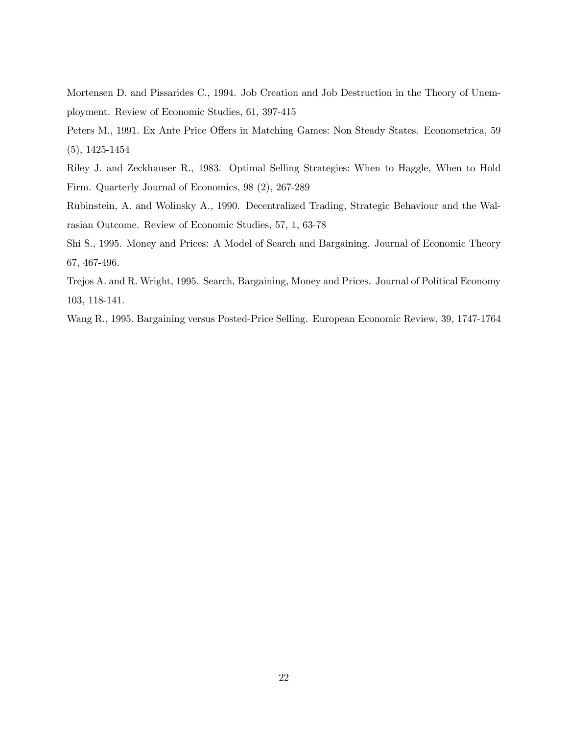Mortensen D. and Pissarides C., 1994. Job Creation and Job Destruction in the Theory of Unemployment. Review of Economic Studies, 61, 397-415

Peters M., 1991. Ex Ante Price Offers in Matching Games: Non Steady States. Econometrica, 59 (5), 1425-1454

Riley J. and Zeckhauser R., 1983. Optimal Selling Strategies: When to Haggle, When to Hold Firm. Quarterly Journal of Economics, 98 (2), 267-289

Rubinstein, A. and Wolinsky A., 1990. Decentralized Trading, Strategic Behaviour and the Walrasian Outcome. Review of Economic Studies, 57, 1, 63-78

Shi S., 1995. Money and Prices: A Model of Search and Bargaining. Journal of Economic Theory 67, 467-496.

Trejos A. and R. Wright, 1995. Search, Bargaining, Money and Prices. Journal of Political Economy 103, 118-141.

Wang R., 1995. Bargaining versus Posted-Price Selling. European Economic Review, 39, 1747-1764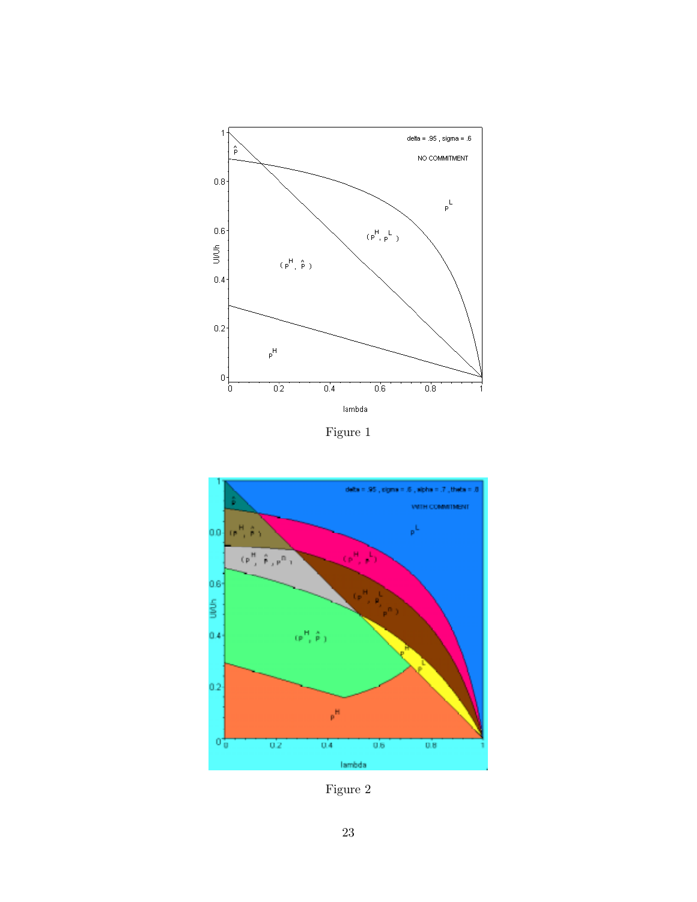delta = .95 , sigma = .6

NO COMMITMENT

$\hat{P}$

$P^L$

$(P^H, P^L)$

$(P^H, \hat{P})$

$P^H$

Ul/Uh

lambda

0
0.2
0.4
0.6
0.8
1

Figure 1

delta = .95 , sigma = .6 , alpha = .7 , theta = .8

WITH COMMITMENT

$\hat{P}$

$P^L$

$(P^H, \hat{P})$

$(P^H, \hat{P}, P^n)$

$(P^H, P^L)$

$(P^H, P^L, P^n)$

$(P^H, \hat{P})$

$P^H$
$P^L$

$P^H$

Ul/Uh

lambda

0
0.2
0.4
0.6
0.8
1

Figure 2